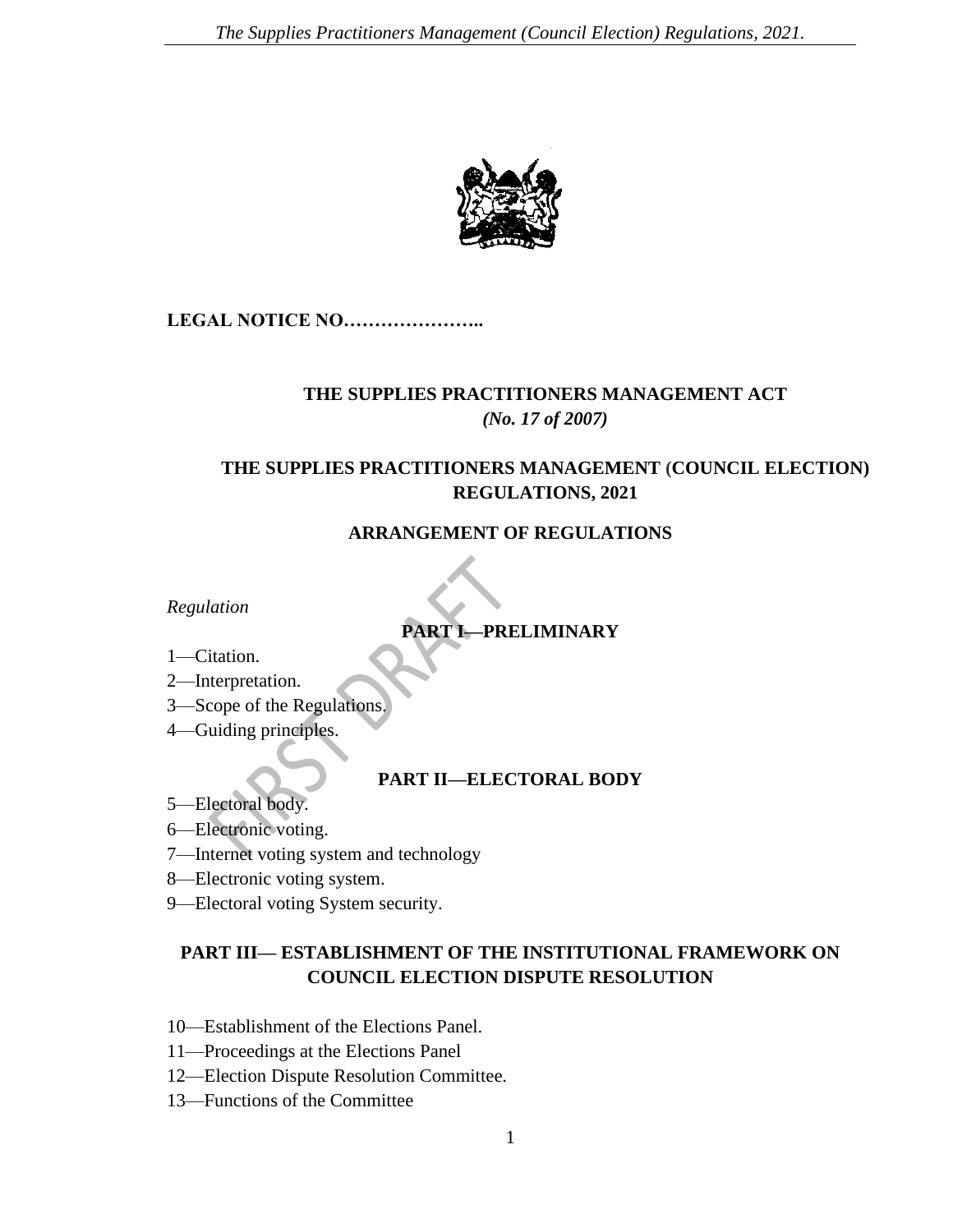**LEGAL NOTICE NO…………………..**

## THE SUPPLIES PRACTITIONERS MANAGEMENT ACT

*(No. 17 of 2007)*

## THE SUPPLIES PRACTITIONERS MANAGEMENT (COUNCIL ELECTION) REGULATIONS, 2021

### ARRANGEMENT OF REGULATIONS

*Regulation*

**PART I—PRELIMINARY**

1—Citation.

2—Interpretation.

3—Scope of the Regulations.

4—Guiding principles.

**PART II—ELECTORAL BODY**

5—Electoral body.

6—Electronic voting.

7—Internet voting system and technology

8—Electronic voting system.

9—Electoral voting System security.

**PART III— ESTABLISHMENT OF THE INSTITUTIONAL FRAMEWORK ON COUNCIL ELECTION DISPUTE RESOLUTION**

10—Establishment of the Elections Panel.

11—Proceedings at the Elections Panel

12—Election Dispute Resolution Committee.

13—Functions of the Committee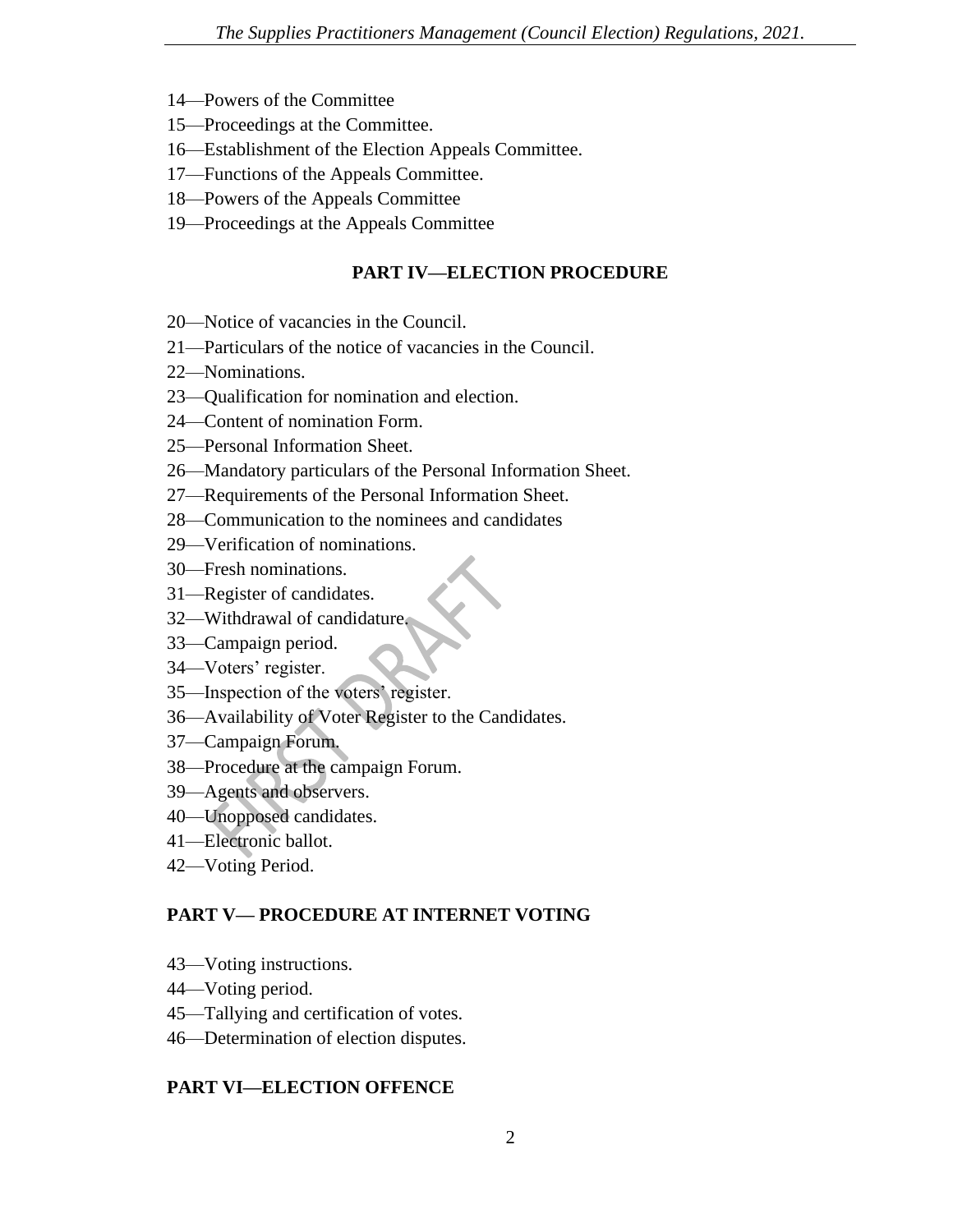14—Powers of the Committee

15—Proceedings at the Committee.

16—Establishment of the Election Appeals Committee.

17—Functions of the Appeals Committee.

18—Powers of the Appeals Committee

19—Proceedings at the Appeals Committee

## PART IV—ELECTION PROCEDURE

20—Notice of vacancies in the Council.

21—Particulars of the notice of vacancies in the Council.

22—Nominations.

23—Qualification for nomination and election.

24—Content of nomination Form.

25—Personal Information Sheet.

26—Mandatory particulars of the Personal Information Sheet.

27—Requirements of the Personal Information Sheet.

28—Communication to the nominees and candidates

29—Verification of nominations.

30—Fresh nominations.

31—Register of candidates.

32—Withdrawal of candidature.

33—Campaign period.

34—Voters' register.

35—Inspection of the voters' register.

36—Availability of Voter Register to the Candidates.

37—Campaign Forum.

38—Procedure at the campaign Forum.

39—Agents and observers.

40—Unopposed candidates.

41—Electronic ballot.

42—Voting Period.

## PART V— PROCEDURE AT INTERNET VOTING

43—Voting instructions.

44—Voting period.

45—Tallying and certification of votes.

46—Determination of election disputes.

## PART VI—ELECTION OFFENCE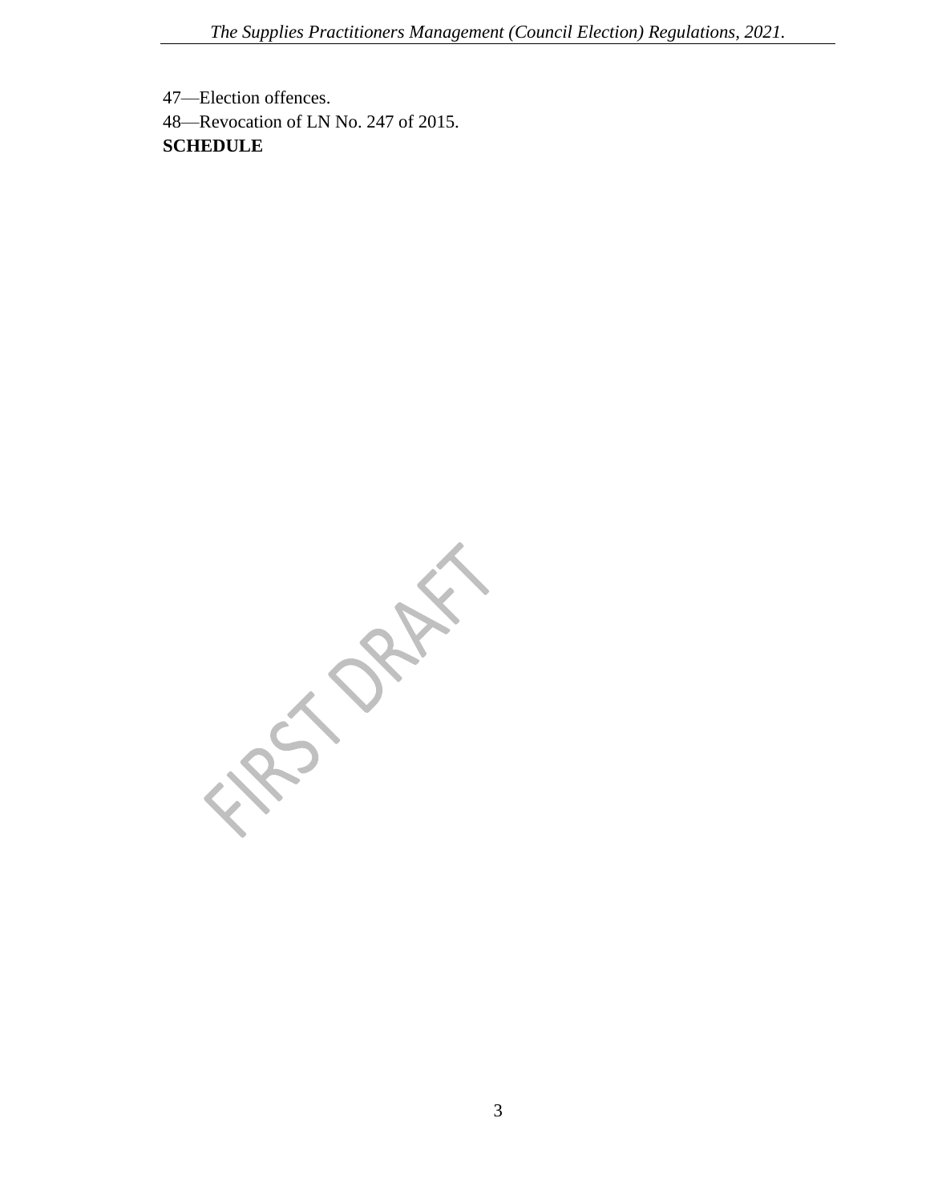47—Election offences.
48—Revocation of LN No. 247 of 2015.
**SCHEDULE**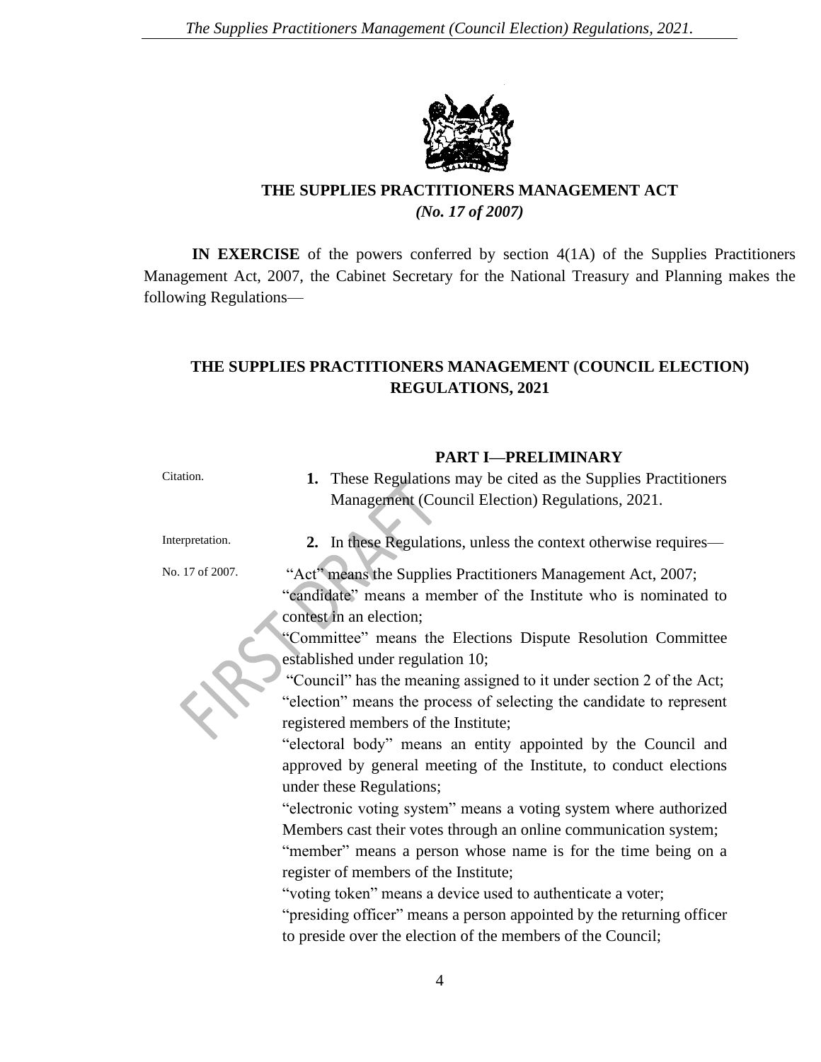# THE SUPPLIES PRACTITIONERS MANAGEMENT ACT

*(No. 17 of 2007)*

**IN EXERCISE** of the powers conferred by section 4(1A) of the Supplies Practitioners Management Act, 2007, the Cabinet Secretary for the National Treasury and Planning makes the following Regulations—

## THE SUPPLIES PRACTITIONERS MANAGEMENT (COUNCIL ELECTION) REGULATIONS, 2021

### PART I—PRELIMINARY

Citation.

**1.** These Regulations may be cited as the Supplies Practitioners Management (Council Election) Regulations, 2021.

Interpretation.

**2.** In these Regulations, unless the context otherwise requires—

No. 17 of 2007.

"Act" means the Supplies Practitioners Management Act, 2007;

"candidate" means a member of the Institute who is nominated to contest in an election;

"Committee" means the Elections Dispute Resolution Committee established under regulation 10;

"Council" has the meaning assigned to it under section 2 of the Act;

"election" means the process of selecting the candidate to represent registered members of the Institute;

"electoral body" means an entity appointed by the Council and approved by general meeting of the Institute, to conduct elections under these Regulations;

"electronic voting system" means a voting system where authorized Members cast their votes through an online communication system;

"member" means a person whose name is for the time being on a register of members of the Institute;

"voting token" means a device used to authenticate a voter;

"presiding officer" means a person appointed by the returning officer to preside over the election of the members of the Council;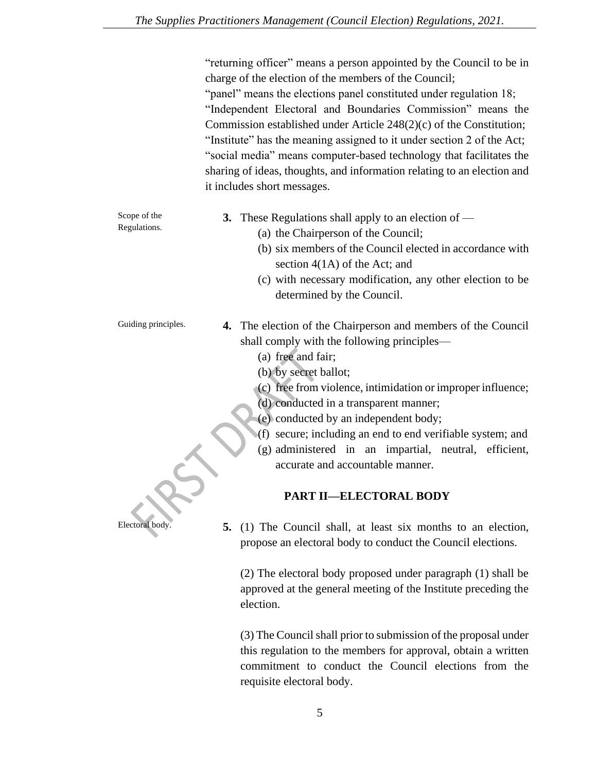"returning officer" means a person appointed by the Council to be in charge of the election of the members of the Council;

"panel" means the elections panel constituted under regulation 18;

"Independent Electoral and Boundaries Commission" means the Commission established under Article 248(2)(c) of the Constitution;

"Institute" has the meaning assigned to it under section 2 of the Act;

"social media" means computer-based technology that facilitates the sharing of ideas, thoughts, and information relating to an election and it includes short messages.

Scope of the Regulations.

**3.** These Regulations shall apply to an election of —

(a) the Chairperson of the Council;

(b) six members of the Council elected in accordance with section 4(1A) of the Act; and

(c) with necessary modification, any other election to be determined by the Council.

Guiding principles.

**4.** The election of the Chairperson and members of the Council shall comply with the following principles—

(a) free and fair;

(b) by secret ballot;

(c) free from violence, intimidation or improper influence;

(d) conducted in a transparent manner;

(e) conducted by an independent body;

(f) secure; including an end to end verifiable system; and

(g) administered in an impartial, neutral, efficient, accurate and accountable manner.

## PART II—ELECTORAL BODY

Electoral body.

**5.** (1) The Council shall, at least six months to an election, propose an electoral body to conduct the Council elections.

(2) The electoral body proposed under paragraph (1) shall be approved at the general meeting of the Institute preceding the election.

(3) The Council shall prior to submission of the proposal under this regulation to the members for approval, obtain a written commitment to conduct the Council elections from the requisite electoral body.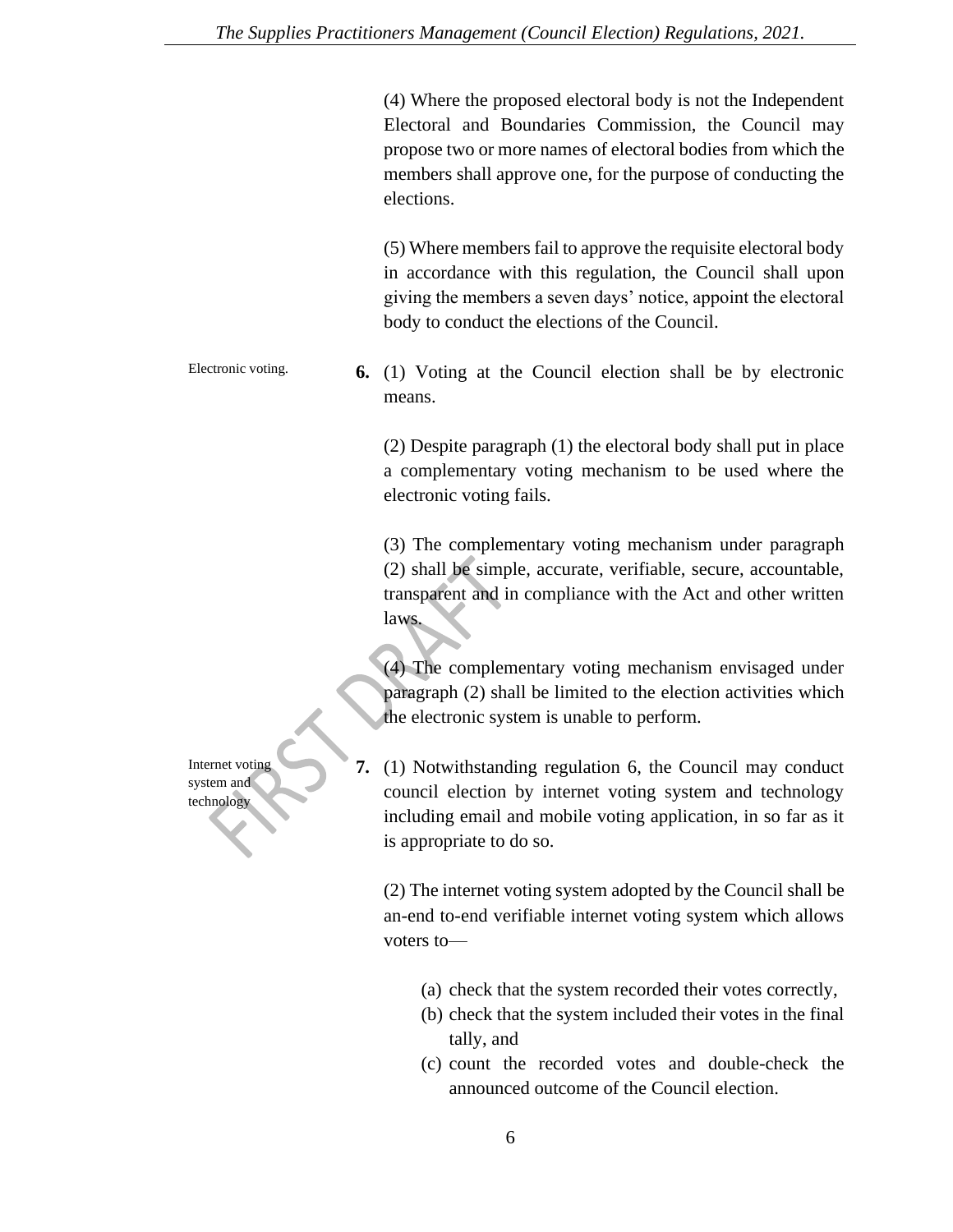(4) Where the proposed electoral body is not the Independent Electoral and Boundaries Commission, the Council may propose two or more names of electoral bodies from which the members shall approve one, for the purpose of conducting the elections.

(5) Where members fail to approve the requisite electoral body in accordance with this regulation, the Council shall upon giving the members a seven days' notice, appoint the electoral body to conduct the elections of the Council.

Electronic voting.

**6.** (1) Voting at the Council election shall be by electronic means.

(2) Despite paragraph (1) the electoral body shall put in place a complementary voting mechanism to be used where the electronic voting fails.

(3) The complementary voting mechanism under paragraph (2) shall be simple, accurate, verifiable, secure, accountable, transparent and in compliance with the Act and other written laws.

(4) The complementary voting mechanism envisaged under paragraph (2) shall be limited to the election activities which the electronic system is unable to perform.

Internet voting system and technology

**7.** (1) Notwithstanding regulation 6, the Council may conduct council election by internet voting system and technology including email and mobile voting application, in so far as it is appropriate to do so.

(2) The internet voting system adopted by the Council shall be an-end to-end verifiable internet voting system which allows voters to—

(a) check that the system recorded their votes correctly,
(b) check that the system included their votes in the final tally, and
(c) count the recorded votes and double-check the announced outcome of the Council election.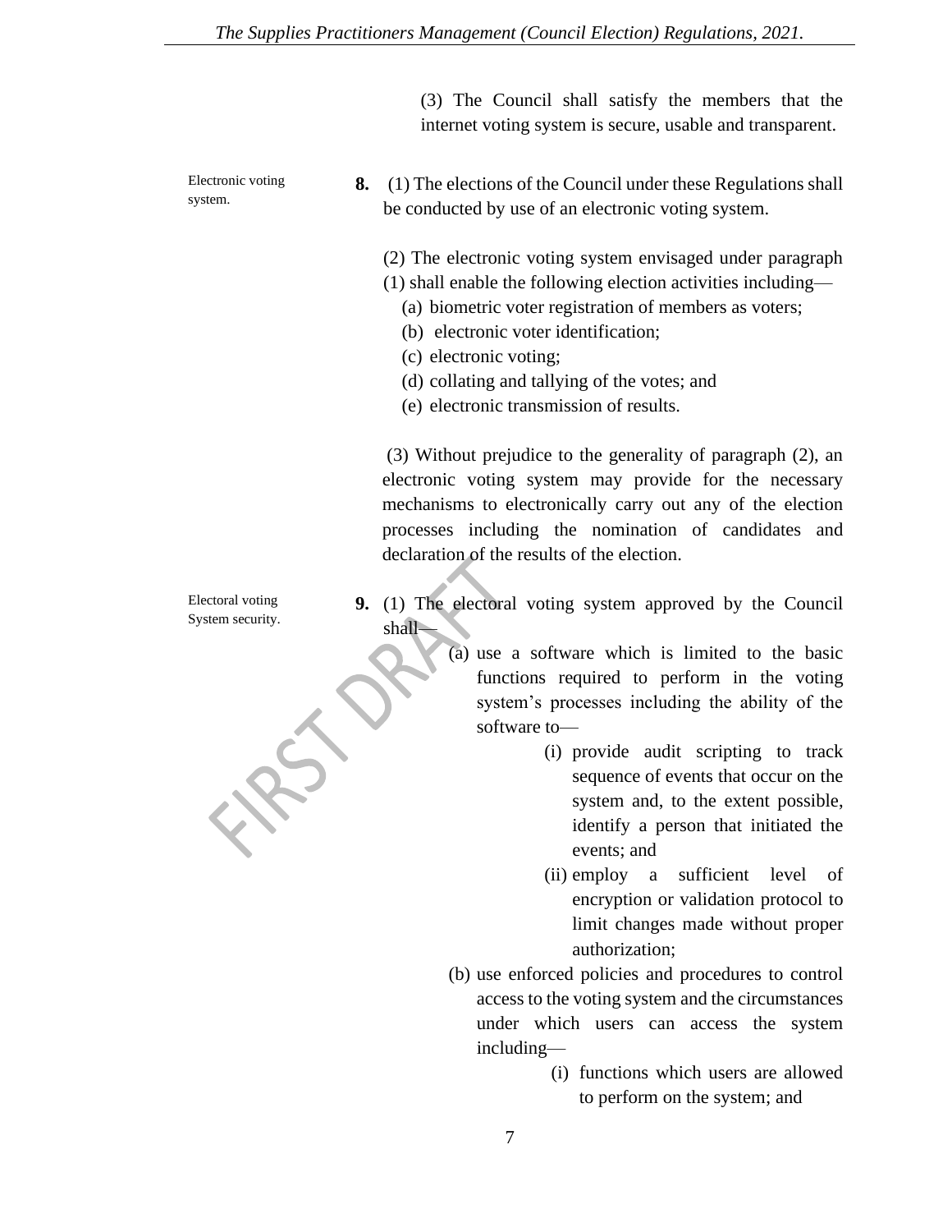(3) The Council shall satisfy the members that the internet voting system is secure, usable and transparent.

*Electronic voting system.*

**8.** (1) The elections of the Council under these Regulations shall be conducted by use of an electronic voting system.

(2) The electronic voting system envisaged under paragraph (1) shall enable the following election activities including—

(a) biometric voter registration of members as voters;

(b) electronic voter identification;

(c) electronic voting;

(d) collating and tallying of the votes; and

(e) electronic transmission of results.

(3) Without prejudice to the generality of paragraph (2), an electronic voting system may provide for the necessary mechanisms to electronically carry out any of the election processes including the nomination of candidates and declaration of the results of the election.

*Electoral voting System security.*

**9.** (1) The electoral voting system approved by the Council shall—

(a) use a software which is limited to the basic functions required to perform in the voting system's processes including the ability of the software to—

(i) provide audit scripting to track sequence of events that occur on the system and, to the extent possible, identify a person that initiated the events; and

(ii) employ a sufficient level of encryption or validation protocol to limit changes made without proper authorization;

(b) use enforced policies and procedures to control access to the voting system and the circumstances under which users can access the system including—

(i) functions which users are allowed to perform on the system; and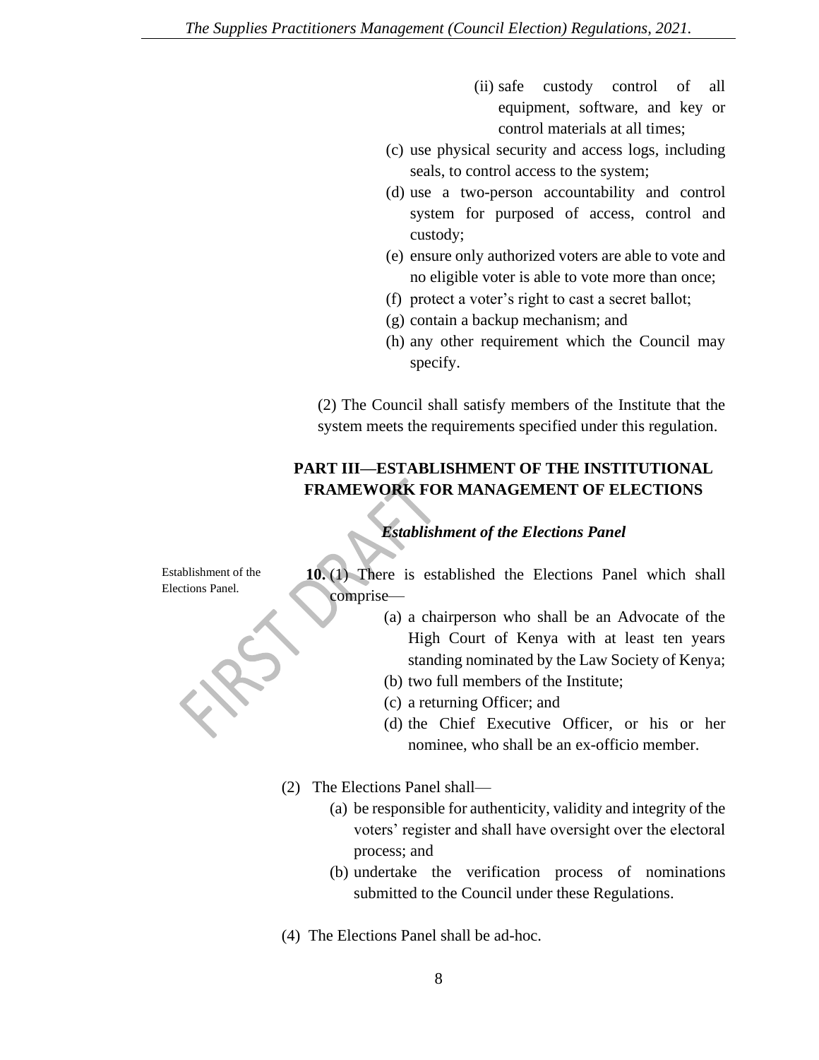(ii) safe custody control of all equipment, software, and key or control materials at all times;

(c) use physical security and access logs, including seals, to control access to the system;

(d) use a two-person accountability and control system for purposed of access, control and custody;

(e) ensure only authorized voters are able to vote and no eligible voter is able to vote more than once;

(f) protect a voter's right to cast a secret ballot;

(g) contain a backup mechanism; and

(h) any other requirement which the Council may specify.

(2) The Council shall satisfy members of the Institute that the system meets the requirements specified under this regulation.

## PART III—ESTABLISHMENT OF THE INSTITUTIONAL FRAMEWORK FOR MANAGEMENT OF ELECTIONS

### *Establishment of the Elections Panel*

Establishment of the Elections Panel.

**10.** (1) There is established the Elections Panel which shall comprise—

(a) a chairperson who shall be an Advocate of the High Court of Kenya with at least ten years standing nominated by the Law Society of Kenya;

(b) two full members of the Institute;

(c) a returning Officer; and

(d) the Chief Executive Officer, or his or her nominee, who shall be an ex-officio member.

(2) The Elections Panel shall—

(a) be responsible for authenticity, validity and integrity of the voters' register and shall have oversight over the electoral process; and

(b) undertake the verification process of nominations submitted to the Council under these Regulations.

(4) The Elections Panel shall be ad-hoc.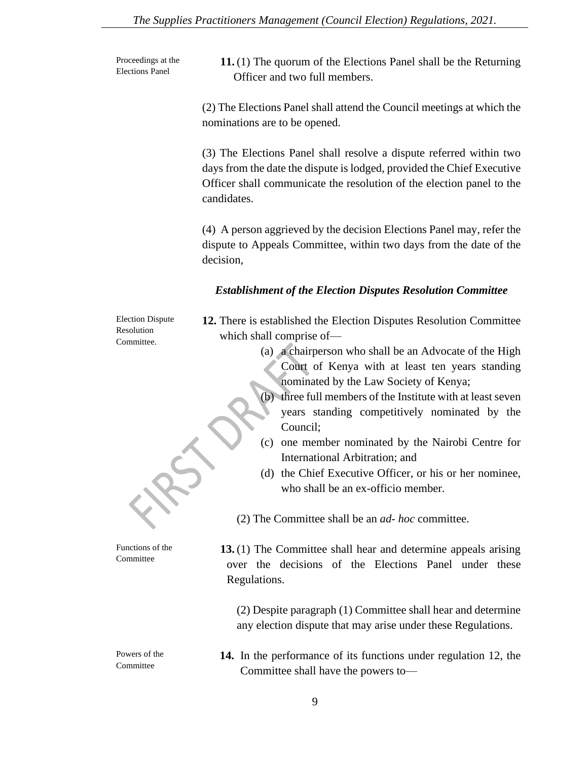Proceedings at the Elections Panel

**11.** (1) The quorum of the Elections Panel shall be the Returning Officer and two full members.

(2) The Elections Panel shall attend the Council meetings at which the nominations are to be opened.

(3) The Elections Panel shall resolve a dispute referred within two days from the date the dispute is lodged, provided the Chief Executive Officer shall communicate the resolution of the election panel to the candidates.

(4) A person aggrieved by the decision Elections Panel may, refer the dispute to Appeals Committee, within two days from the date of the decision,

***Establishment of the Election Disputes Resolution Committee***

Election Dispute Resolution Committee.

**12.** There is established the Election Disputes Resolution Committee which shall comprise of—

(a) a chairperson who shall be an Advocate of the High Court of Kenya with at least ten years standing nominated by the Law Society of Kenya;

(b) three full members of the Institute with at least seven years standing competitively nominated by the Council;

(c) one member nominated by the Nairobi Centre for International Arbitration; and

(d) the Chief Executive Officer, or his or her nominee, who shall be an ex-officio member.

(2) The Committee shall be an *ad- hoc* committee.

Functions of the Committee

**13.** (1) The Committee shall hear and determine appeals arising over the decisions of the Elections Panel under these Regulations.

(2) Despite paragraph (1) Committee shall hear and determine any election dispute that may arise under these Regulations.

Powers of the Committee

**14.** In the performance of its functions under regulation 12, the Committee shall have the powers to—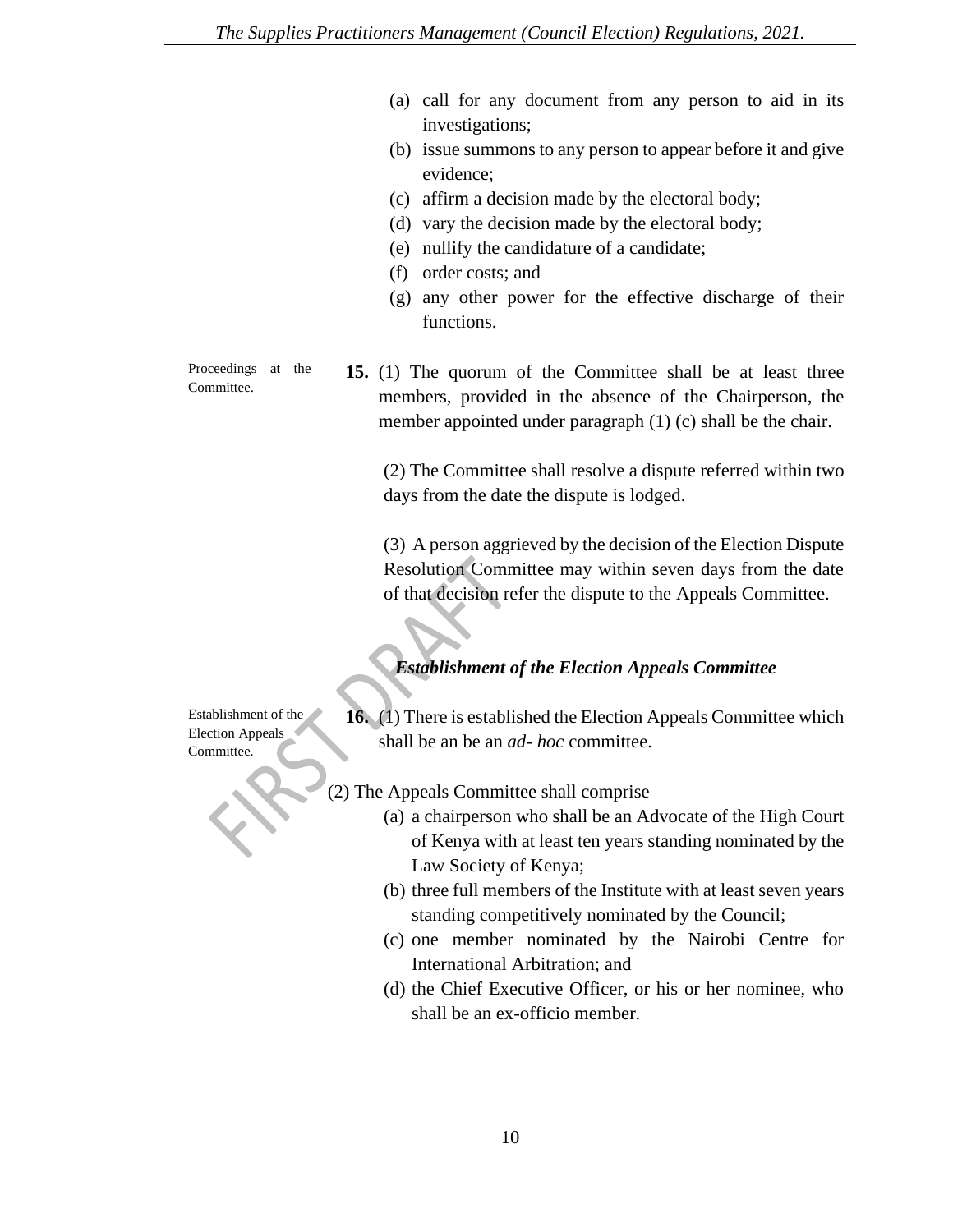(a) call for any document from any person to aid in its investigations;
(b) issue summons to any person to appear before it and give evidence;
(c) affirm a decision made by the electoral body;
(d) vary the decision made by the electoral body;
(e) nullify the candidature of a candidate;
(f) order costs; and
(g) any other power for the effective discharge of their functions.

Proceedings at the Committee.

**15.** (1) The quorum of the Committee shall be at least three members, provided in the absence of the Chairperson, the member appointed under paragraph (1) (c) shall be the chair.

(2) The Committee shall resolve a dispute referred within two days from the date the dispute is lodged.

(3) A person aggrieved by the decision of the Election Dispute Resolution Committee may within seven days from the date of that decision refer the dispute to the Appeals Committee.

### *Establishment of the Election Appeals Committee*

Establishment of the Election Appeals Committee.

**16.** (1) There is established the Election Appeals Committee which shall be an be an *ad- hoc* committee.

(2) The Appeals Committee shall comprise—

(a) a chairperson who shall be an Advocate of the High Court of Kenya with at least ten years standing nominated by the Law Society of Kenya;
(b) three full members of the Institute with at least seven years standing competitively nominated by the Council;
(c) one member nominated by the Nairobi Centre for International Arbitration; and
(d) the Chief Executive Officer, or his or her nominee, who shall be an ex-officio member.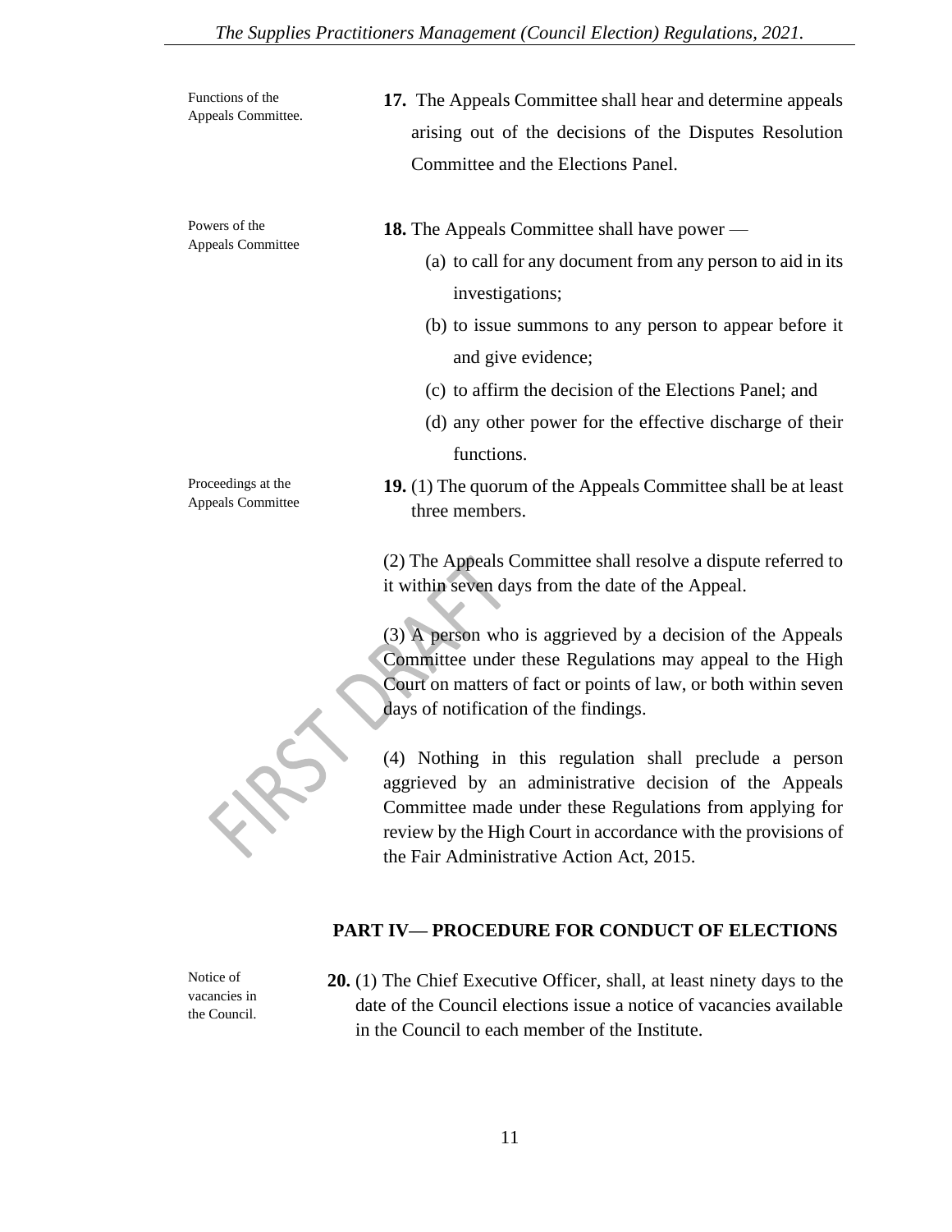Functions of the Appeals Committee.

**17.** The Appeals Committee shall hear and determine appeals arising out of the decisions of the Disputes Resolution Committee and the Elections Panel.

Powers of the Appeals Committee

**18.** The Appeals Committee shall have power —

(a) to call for any document from any person to aid in its investigations;

(b) to issue summons to any person to appear before it and give evidence;

(c) to affirm the decision of the Elections Panel; and

(d) any other power for the effective discharge of their functions.

Proceedings at the Appeals Committee

**19.** (1) The quorum of the Appeals Committee shall be at least three members.

(2) The Appeals Committee shall resolve a dispute referred to it within seven days from the date of the Appeal.

(3) A person who is aggrieved by a decision of the Appeals Committee under these Regulations may appeal to the High Court on matters of fact or points of law, or both within seven days of notification of the findings.

(4) Nothing in this regulation shall preclude a person aggrieved by an administrative decision of the Appeals Committee made under these Regulations from applying for review by the High Court in accordance with the provisions of the Fair Administrative Action Act, 2015.

## PART IV— PROCEDURE FOR CONDUCT OF ELECTIONS

Notice of vacancies in the Council.

**20.** (1) The Chief Executive Officer, shall, at least ninety days to the date of the Council elections issue a notice of vacancies available in the Council to each member of the Institute.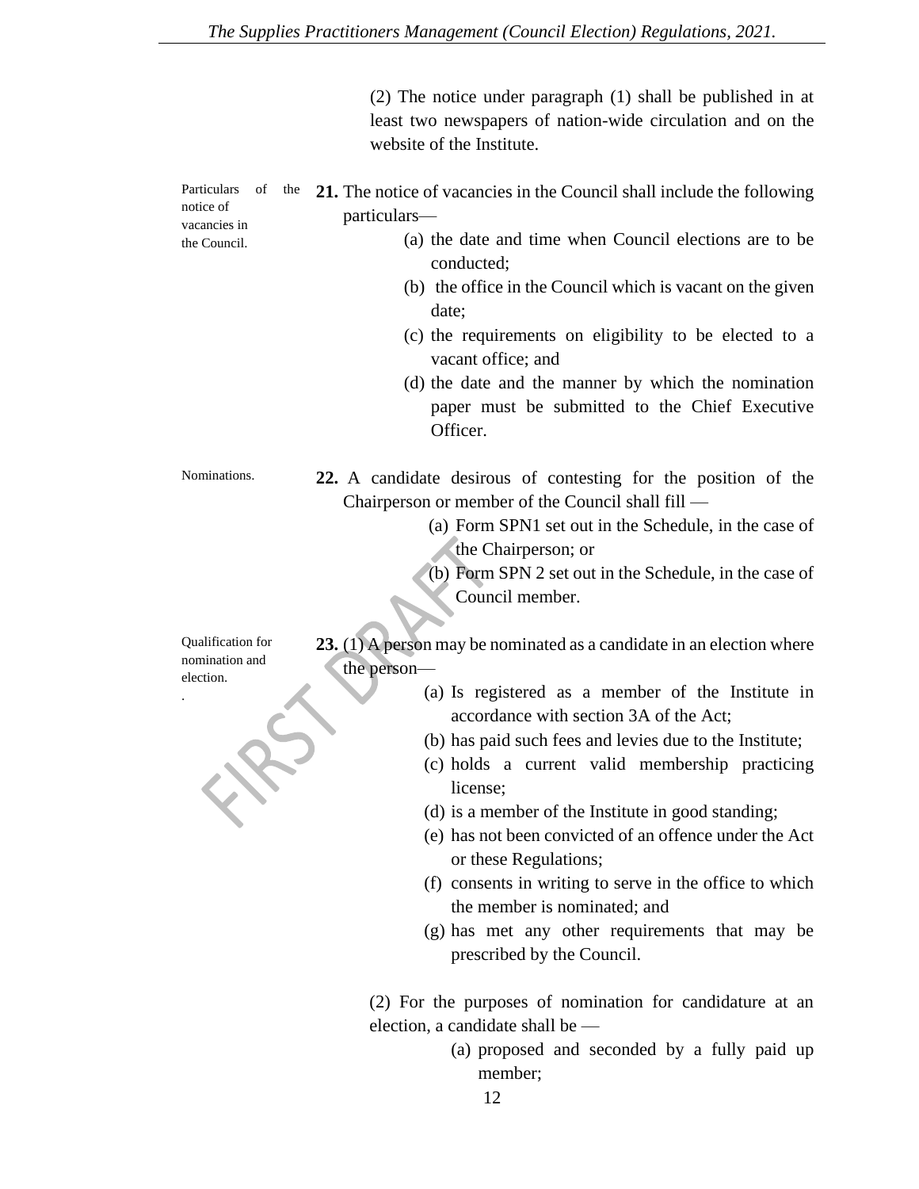(2) The notice under paragraph (1) shall be published in at least two newspapers of nation-wide circulation and on the website of the Institute.

*Particulars of the notice of vacancies in the Council.*

**21.** The notice of vacancies in the Council shall include the following particulars—

(a) the date and time when Council elections are to be conducted;

(b) the office in the Council which is vacant on the given date;

(c) the requirements on eligibility to be elected to a vacant office; and

(d) the date and the manner by which the nomination paper must be submitted to the Chief Executive Officer.

*Nominations.*

**22.** A candidate desirous of contesting for the position of the Chairperson or member of the Council shall fill —

(a) Form SPN1 set out in the Schedule, in the case of the Chairperson; or

(b) Form SPN 2 set out in the Schedule, in the case of Council member.

*Qualification for nomination and election.*

**23.** (1) A person may be nominated as a candidate in an election where the person—

(a) Is registered as a member of the Institute in accordance with section 3A of the Act;

(b) has paid such fees and levies due to the Institute;

(c) holds a current valid membership practicing license;

(d) is a member of the Institute in good standing;

(e) has not been convicted of an offence under the Act or these Regulations;

(f) consents in writing to serve in the office to which the member is nominated; and

(g) has met any other requirements that may be prescribed by the Council.

(2) For the purposes of nomination for candidature at an election, a candidate shall be —

(a) proposed and seconded by a fully paid up member;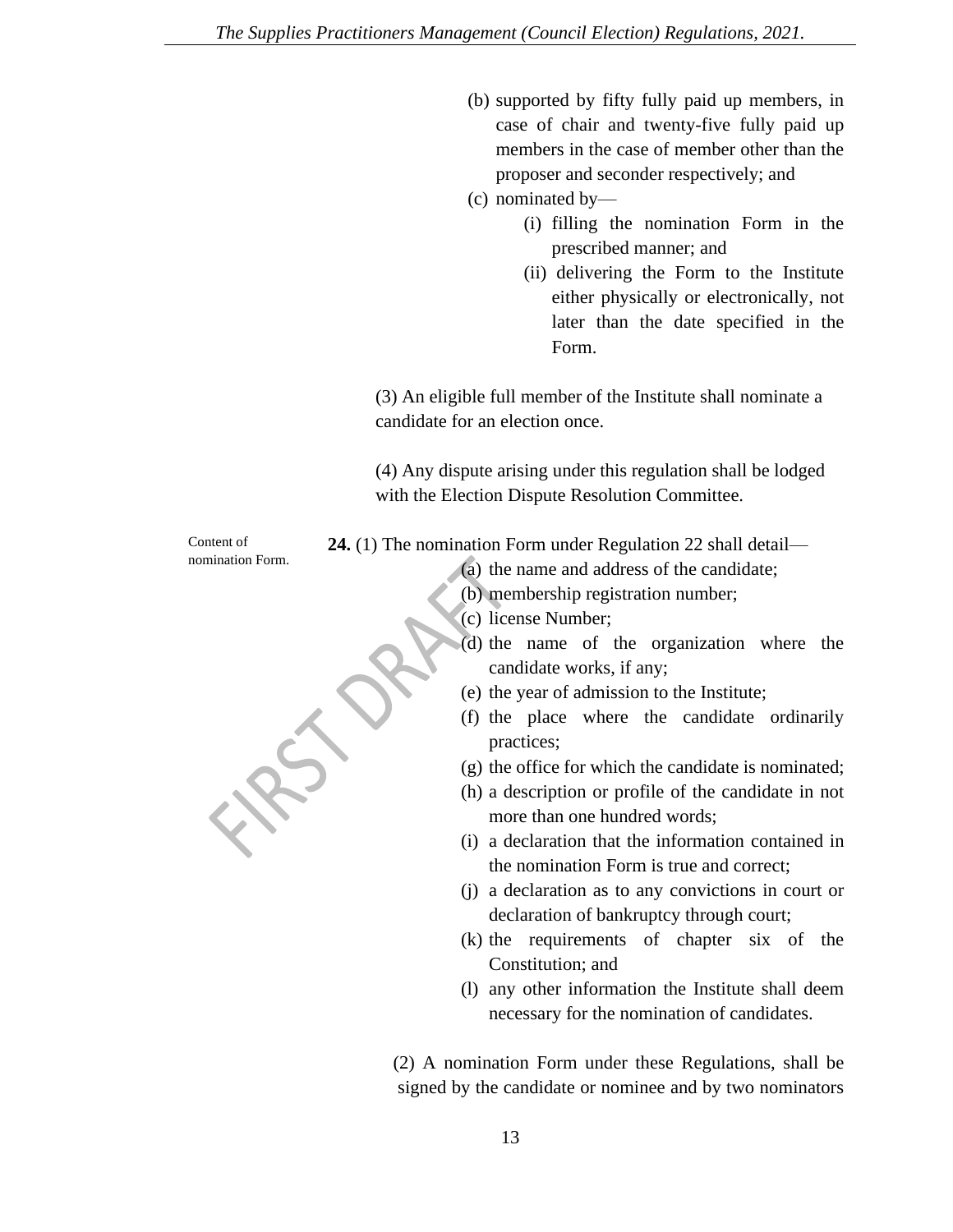(b) supported by fifty fully paid up members, in case of chair and twenty-five fully paid up members in the case of member other than the proposer and seconder respectively; and

(c) nominated by—

(i) filling the nomination Form in the prescribed manner; and

(ii) delivering the Form to the Institute either physically or electronically, not later than the date specified in the Form.

(3) An eligible full member of the Institute shall nominate a candidate for an election once.

(4) Any dispute arising under this regulation shall be lodged with the Election Dispute Resolution Committee.

Content of nomination Form.

**24.** (1) The nomination Form under Regulation 22 shall detail—

(a) the name and address of the candidate;

(b) membership registration number;

(c) license Number;

(d) the name of the organization where the candidate works, if any;

(e) the year of admission to the Institute;

(f) the place where the candidate ordinarily practices;

(g) the office for which the candidate is nominated;

(h) a description or profile of the candidate in not more than one hundred words;

(i) a declaration that the information contained in the nomination Form is true and correct;

(j) a declaration as to any convictions in court or declaration of bankruptcy through court;

(k) the requirements of chapter six of the Constitution; and

(l) any other information the Institute shall deem necessary for the nomination of candidates.

(2) A nomination Form under these Regulations, shall be signed by the candidate or nominee and by two nominators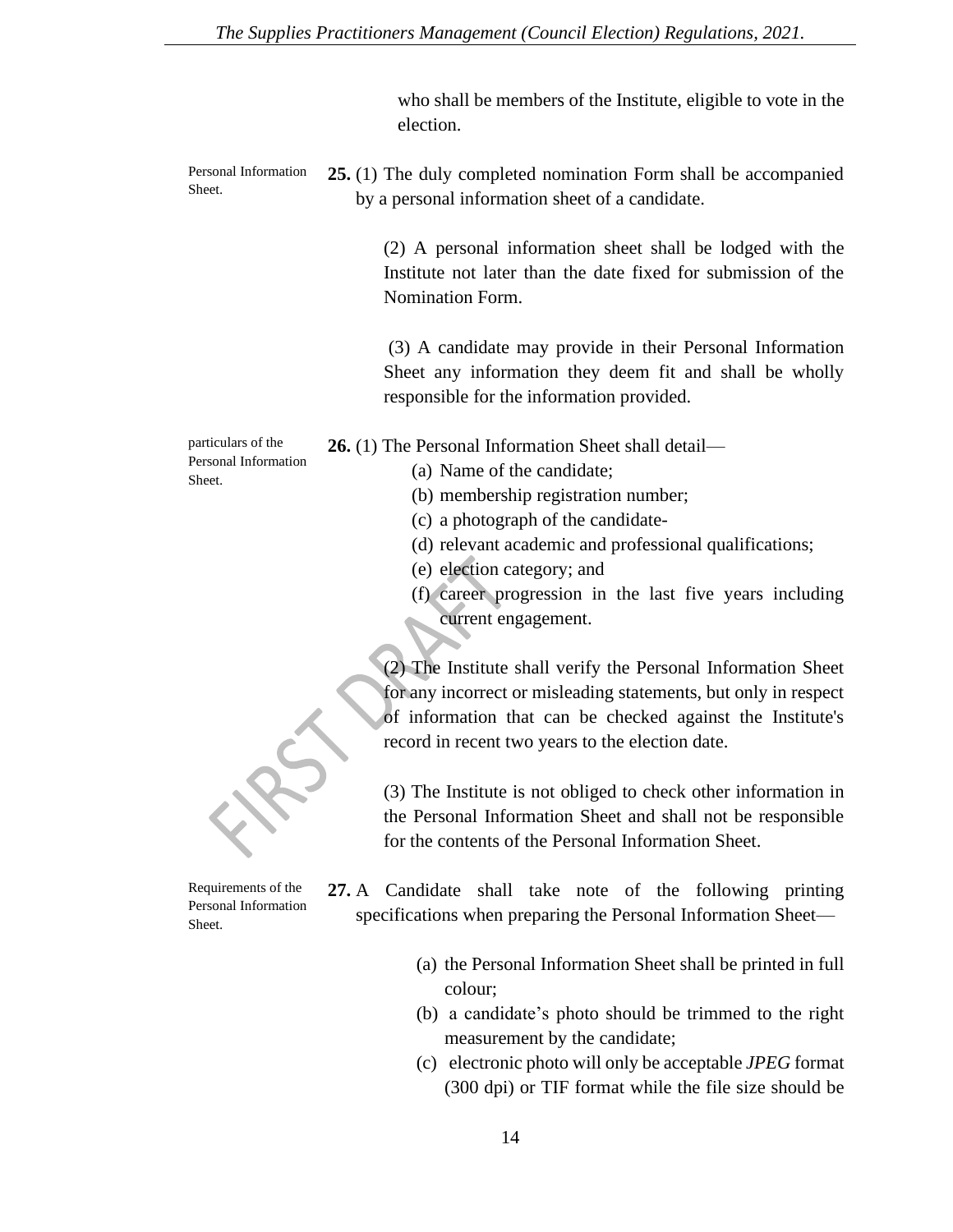who shall be members of the Institute, eligible to vote in the election.

*Personal Information Sheet.*

**25.** (1) The duly completed nomination Form shall be accompanied by a personal information sheet of a candidate.

(2) A personal information sheet shall be lodged with the Institute not later than the date fixed for submission of the Nomination Form.

(3) A candidate may provide in their Personal Information Sheet any information they deem fit and shall be wholly responsible for the information provided.

*particulars of the Personal Information Sheet.*

**26.** (1) The Personal Information Sheet shall detail—

(a) Name of the candidate;
(b) membership registration number;
(c) a photograph of the candidate-
(d) relevant academic and professional qualifications;
(e) election category; and
(f) career progression in the last five years including current engagement.

(2) The Institute shall verify the Personal Information Sheet for any incorrect or misleading statements, but only in respect of information that can be checked against the Institute's record in recent two years to the election date.

(3) The Institute is not obliged to check other information in the Personal Information Sheet and shall not be responsible for the contents of the Personal Information Sheet.

*Requirements of the Personal Information Sheet.*

**27.** A Candidate shall take note of the following printing specifications when preparing the Personal Information Sheet—

(a) the Personal Information Sheet shall be printed in full colour;
(b) a candidate's photo should be trimmed to the right measurement by the candidate;
(c) electronic photo will only be acceptable *JPEG* format (300 dpi) or TIF format while the file size should be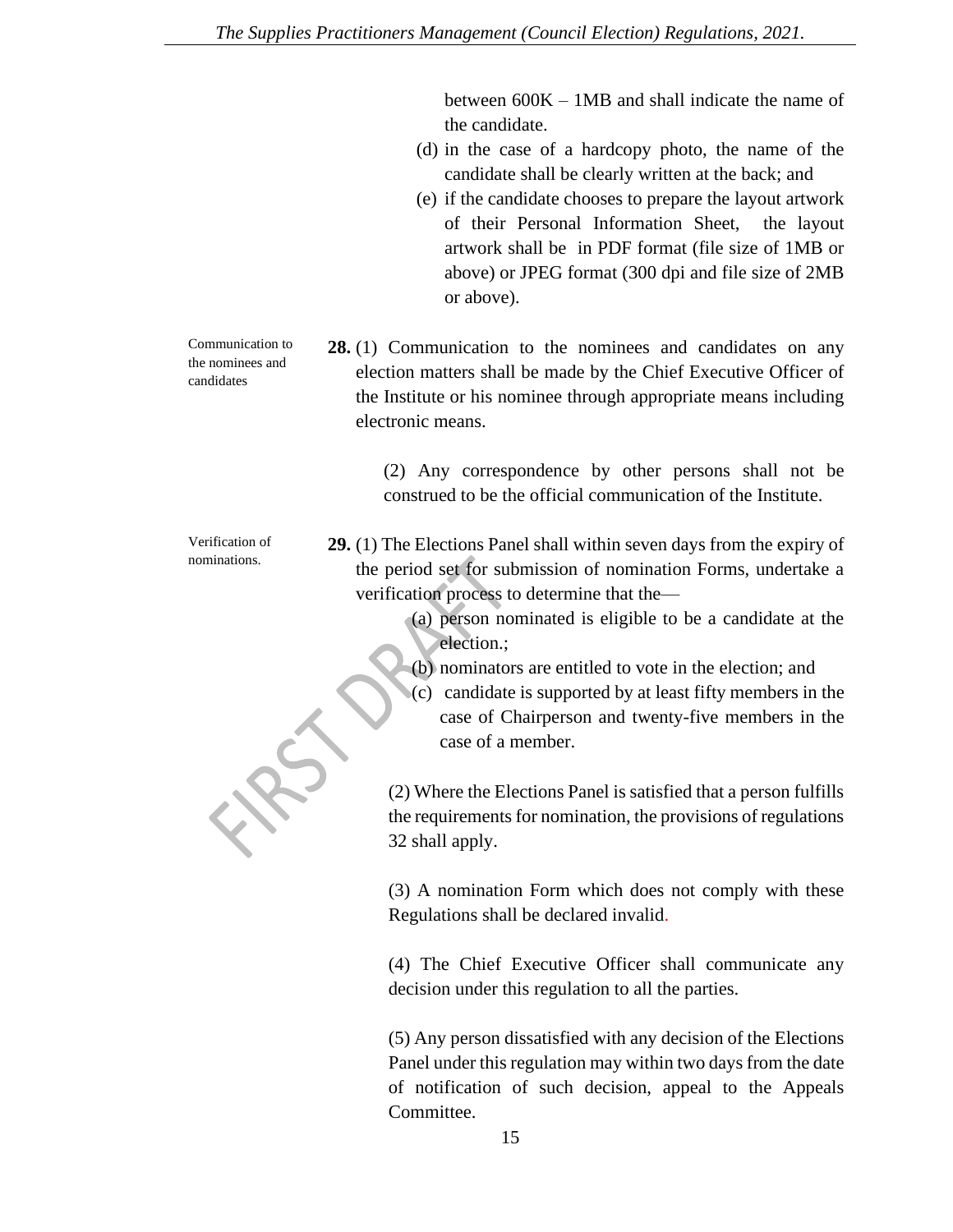between 600K – 1MB and shall indicate the name of the candidate.

(d) in the case of a hardcopy photo, the name of the candidate shall be clearly written at the back; and

(e) if the candidate chooses to prepare the layout artwork of their Personal Information Sheet, the layout artwork shall be in PDF format (file size of 1MB or above) or JPEG format (300 dpi and file size of 2MB or above).

Communication to the nominees and candidates

**28.** (1) Communication to the nominees and candidates on any election matters shall be made by the Chief Executive Officer of the Institute or his nominee through appropriate means including electronic means.

(2) Any correspondence by other persons shall not be construed to be the official communication of the Institute.

Verification of nominations.

**29.** (1) The Elections Panel shall within seven days from the expiry of the period set for submission of nomination Forms, undertake a verification process to determine that the—

(a) person nominated is eligible to be a candidate at the election.;

(b) nominators are entitled to vote in the election; and

(c) candidate is supported by at least fifty members in the case of Chairperson and twenty-five members in the case of a member.

(2) Where the Elections Panel is satisfied that a person fulfills the requirements for nomination, the provisions of regulations 32 shall apply.

(3) A nomination Form which does not comply with these Regulations shall be declared invalid.

(4) The Chief Executive Officer shall communicate any decision under this regulation to all the parties.

(5) Any person dissatisfied with any decision of the Elections Panel under this regulation may within two days from the date of notification of such decision, appeal to the Appeals Committee.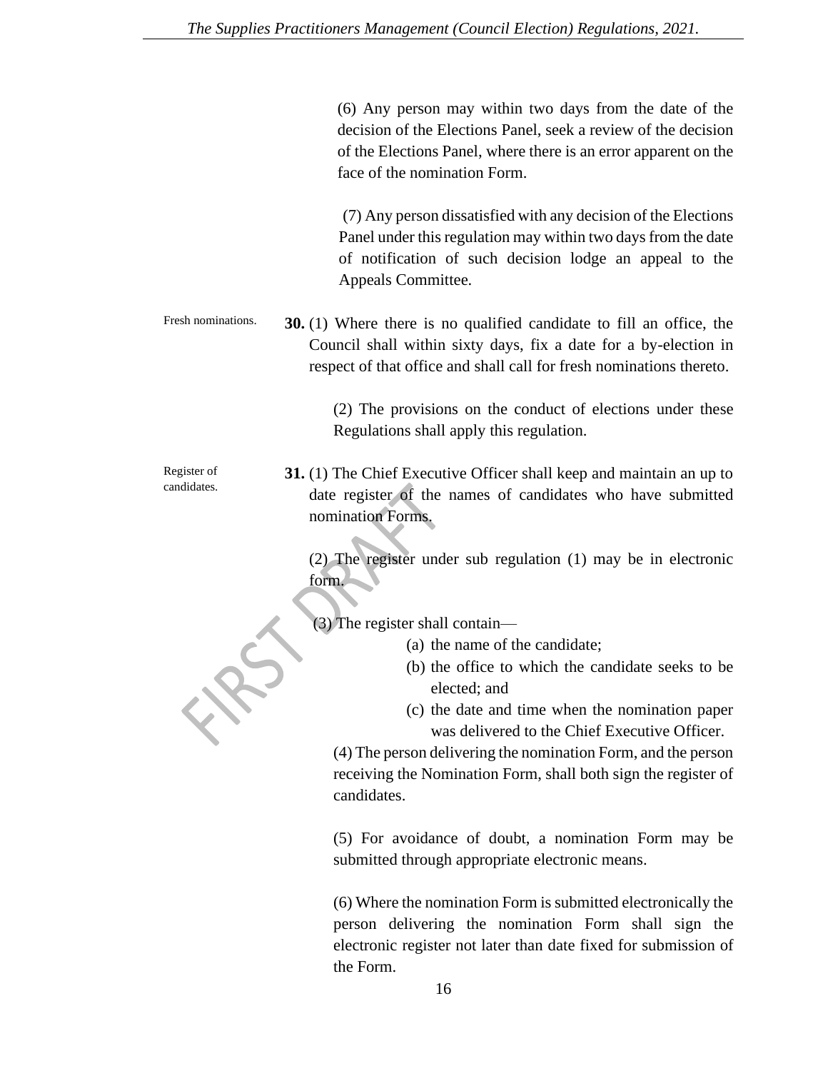(6) Any person may within two days from the date of the decision of the Elections Panel, seek a review of the decision of the Elections Panel, where there is an error apparent on the face of the nomination Form.

(7) Any person dissatisfied with any decision of the Elections Panel under this regulation may within two days from the date of notification of such decision lodge an appeal to the Appeals Committee.

Fresh nominations.

**30.** (1) Where there is no qualified candidate to fill an office, the Council shall within sixty days, fix a date for a by-election in respect of that office and shall call for fresh nominations thereto.

(2) The provisions on the conduct of elections under these Regulations shall apply this regulation.

Register of candidates.

**31.** (1) The Chief Executive Officer shall keep and maintain an up to date register of the names of candidates who have submitted nomination Forms.

(2) The register under sub regulation (1) may be in electronic form.

(3) The register shall contain—

(a) the name of the candidate;

(b) the office to which the candidate seeks to be elected; and

(c) the date and time when the nomination paper was delivered to the Chief Executive Officer.

(4) The person delivering the nomination Form, and the person receiving the Nomination Form, shall both sign the register of candidates.

(5) For avoidance of doubt, a nomination Form may be submitted through appropriate electronic means.

(6) Where the nomination Form is submitted electronically the person delivering the nomination Form shall sign the electronic register not later than date fixed for submission of the Form.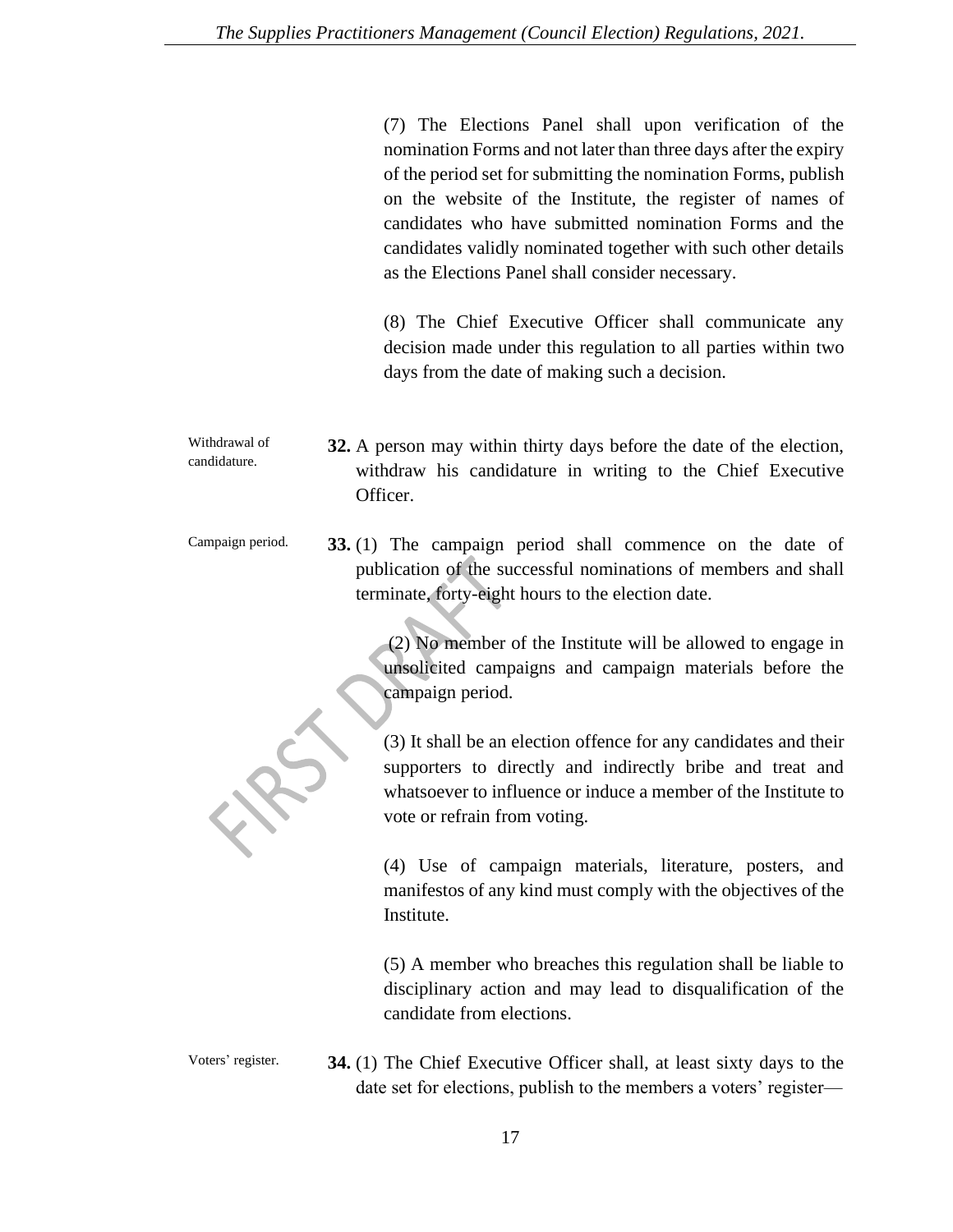(7) The Elections Panel shall upon verification of the nomination Forms and not later than three days after the expiry of the period set for submitting the nomination Forms, publish on the website of the Institute, the register of names of candidates who have submitted nomination Forms and the candidates validly nominated together with such other details as the Elections Panel shall consider necessary.

(8) The Chief Executive Officer shall communicate any decision made under this regulation to all parties within two days from the date of making such a decision.

Withdrawal of candidature.

**32.** A person may within thirty days before the date of the election, withdraw his candidature in writing to the Chief Executive Officer.

Campaign period.

**33.** (1) The campaign period shall commence on the date of publication of the successful nominations of members and shall terminate, forty-eight hours to the election date.

(2) No member of the Institute will be allowed to engage in unsolicited campaigns and campaign materials before the campaign period.

(3) It shall be an election offence for any candidates and their supporters to directly and indirectly bribe and treat and whatsoever to influence or induce a member of the Institute to vote or refrain from voting.

(4) Use of campaign materials, literature, posters, and manifestos of any kind must comply with the objectives of the Institute.

(5) A member who breaches this regulation shall be liable to disciplinary action and may lead to disqualification of the candidate from elections.

Voters' register.

**34.** (1) The Chief Executive Officer shall, at least sixty days to the date set for elections, publish to the members a voters' register—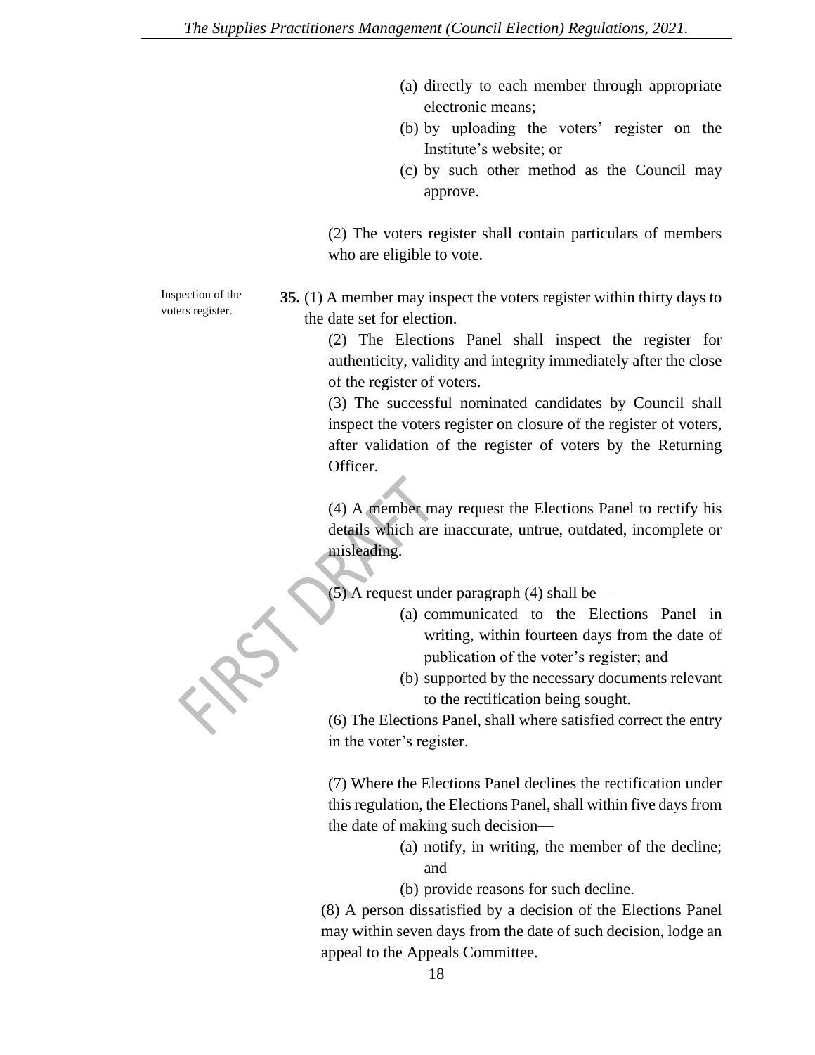(a) directly to each member through appropriate electronic means;

(b) by uploading the voters' register on the Institute's website; or

(c) by such other method as the Council may approve.

(2) The voters register shall contain particulars of members who are eligible to vote.

Inspection of the voters register.

**35.** (1) A member may inspect the voters register within thirty days to the date set for election.

(2) The Elections Panel shall inspect the register for authenticity, validity and integrity immediately after the close of the register of voters.

(3) The successful nominated candidates by Council shall inspect the voters register on closure of the register of voters, after validation of the register of voters by the Returning Officer.

(4) A member may request the Elections Panel to rectify his details which are inaccurate, untrue, outdated, incomplete or misleading.

(5) A request under paragraph (4) shall be—

(a) communicated to the Elections Panel in writing, within fourteen days from the date of publication of the voter's register; and

(b) supported by the necessary documents relevant to the rectification being sought.

(6) The Elections Panel, shall where satisfied correct the entry in the voter's register.

(7) Where the Elections Panel declines the rectification under this regulation, the Elections Panel, shall within five days from the date of making such decision—

(a) notify, in writing, the member of the decline; and

(b) provide reasons for such decline.

(8) A person dissatisfied by a decision of the Elections Panel may within seven days from the date of such decision, lodge an appeal to the Appeals Committee.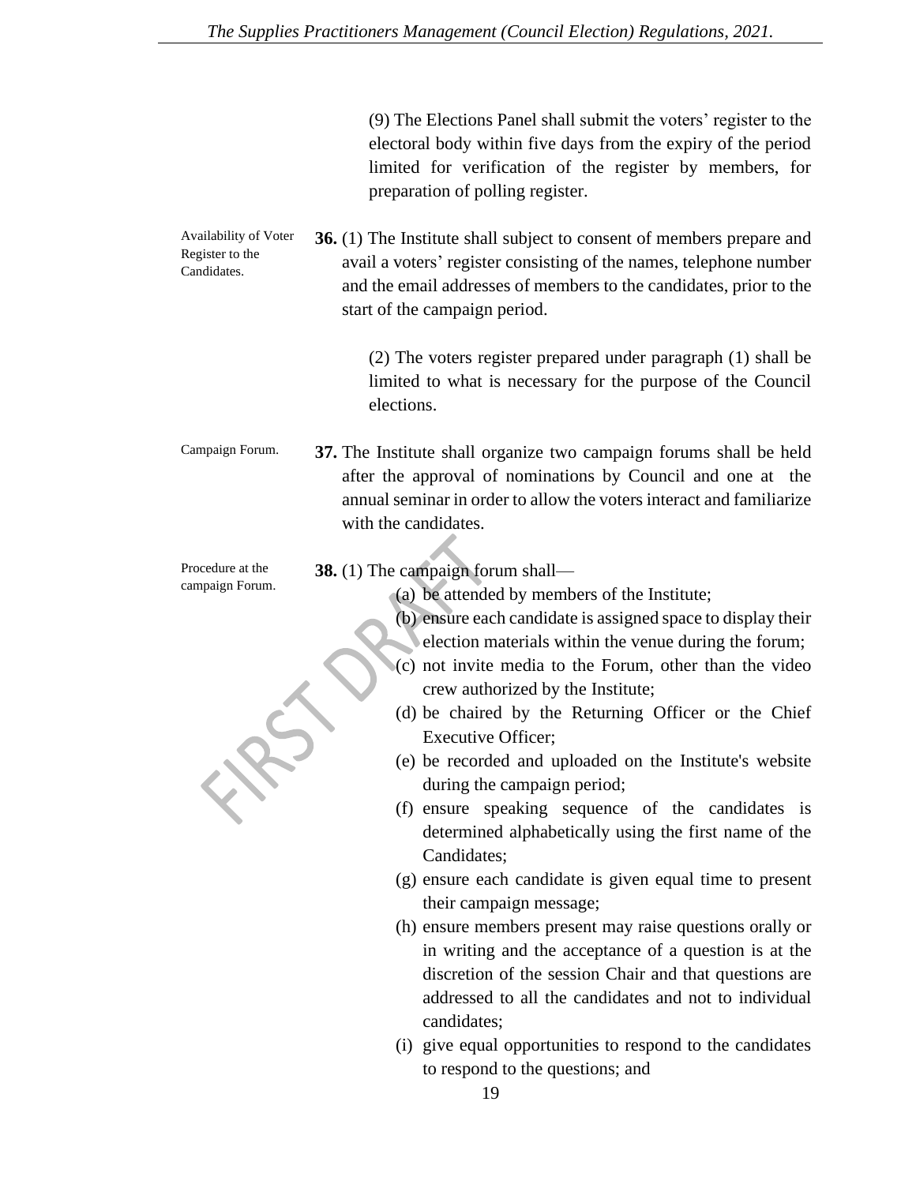(9) The Elections Panel shall submit the voters' register to the electoral body within five days from the expiry of the period limited for verification of the register by members, for preparation of polling register.

*Availability of Voter Register to the Candidates.*

**36.** (1) The Institute shall subject to consent of members prepare and avail a voters' register consisting of the names, telephone number and the email addresses of members to the candidates, prior to the start of the campaign period.

(2) The voters register prepared under paragraph (1) shall be limited to what is necessary for the purpose of the Council elections.

*Campaign Forum.*

**37.** The Institute shall organize two campaign forums shall be held after the approval of nominations by Council and one at the annual seminar in order to allow the voters interact and familiarize with the candidates.

*Procedure at the campaign Forum.*

**38.** (1) The campaign forum shall—

(a) be attended by members of the Institute;

(b) ensure each candidate is assigned space to display their election materials within the venue during the forum;

(c) not invite media to the Forum, other than the video crew authorized by the Institute;

(d) be chaired by the Returning Officer or the Chief Executive Officer;

(e) be recorded and uploaded on the Institute's website during the campaign period;

(f) ensure speaking sequence of the candidates is determined alphabetically using the first name of the Candidates;

(g) ensure each candidate is given equal time to present their campaign message;

(h) ensure members present may raise questions orally or in writing and the acceptance of a question is at the discretion of the session Chair and that questions are addressed to all the candidates and not to individual candidates;

(i) give equal opportunities to respond to the candidates to respond to the questions; and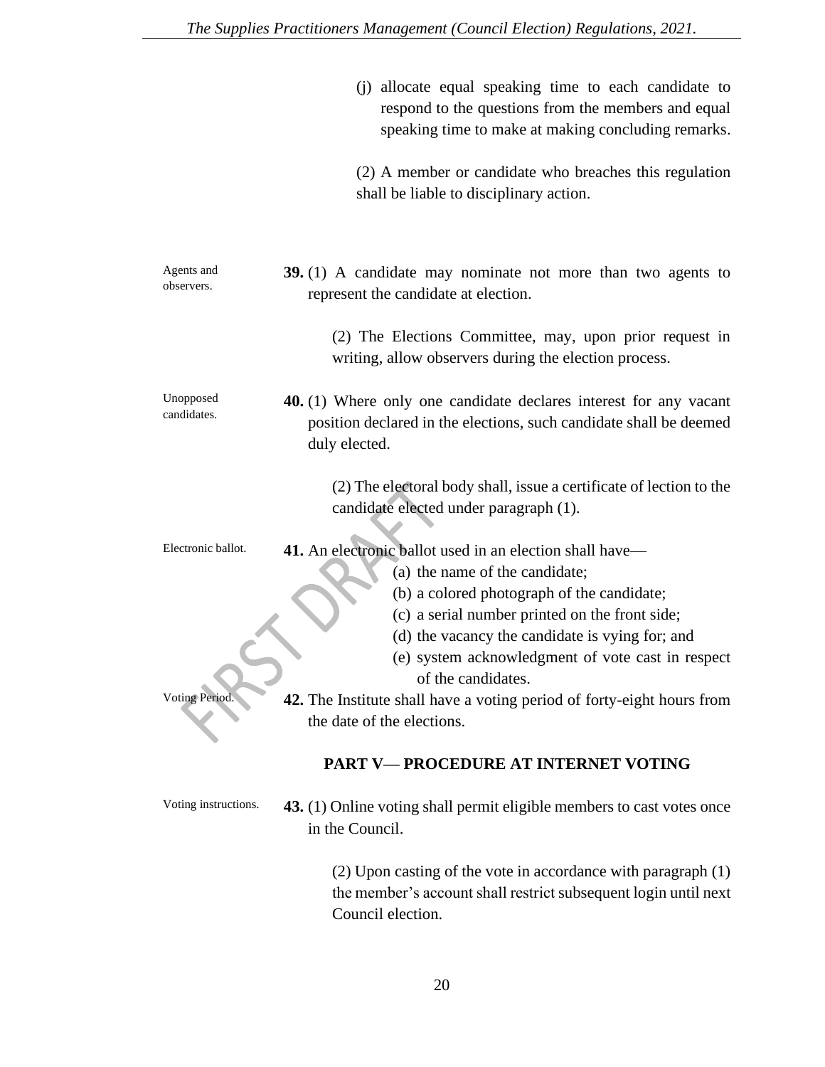(j) allocate equal speaking time to each candidate to respond to the questions from the members and equal speaking time to make at making concluding remarks.

(2) A member or candidate who breaches this regulation shall be liable to disciplinary action.

Agents and observers.

**39.** (1) A candidate may nominate not more than two agents to represent the candidate at election.

(2) The Elections Committee, may, upon prior request in writing, allow observers during the election process.

Unopposed candidates.

**40.** (1) Where only one candidate declares interest for any vacant position declared in the elections, such candidate shall be deemed duly elected.

(2) The electoral body shall, issue a certificate of lection to the candidate elected under paragraph (1).

Electronic ballot.

**41.** An electronic ballot used in an election shall have—

(a) the name of the candidate;
(b) a colored photograph of the candidate;
(c) a serial number printed on the front side;
(d) the vacancy the candidate is vying for; and
(e) system acknowledgment of vote cast in respect of the candidates.

Voting Period.

**42.** The Institute shall have a voting period of forty-eight hours from the date of the elections.

## PART V— PROCEDURE AT INTERNET VOTING

Voting instructions.

**43.** (1) Online voting shall permit eligible members to cast votes once in the Council.

(2) Upon casting of the vote in accordance with paragraph (1) the member's account shall restrict subsequent login until next Council election.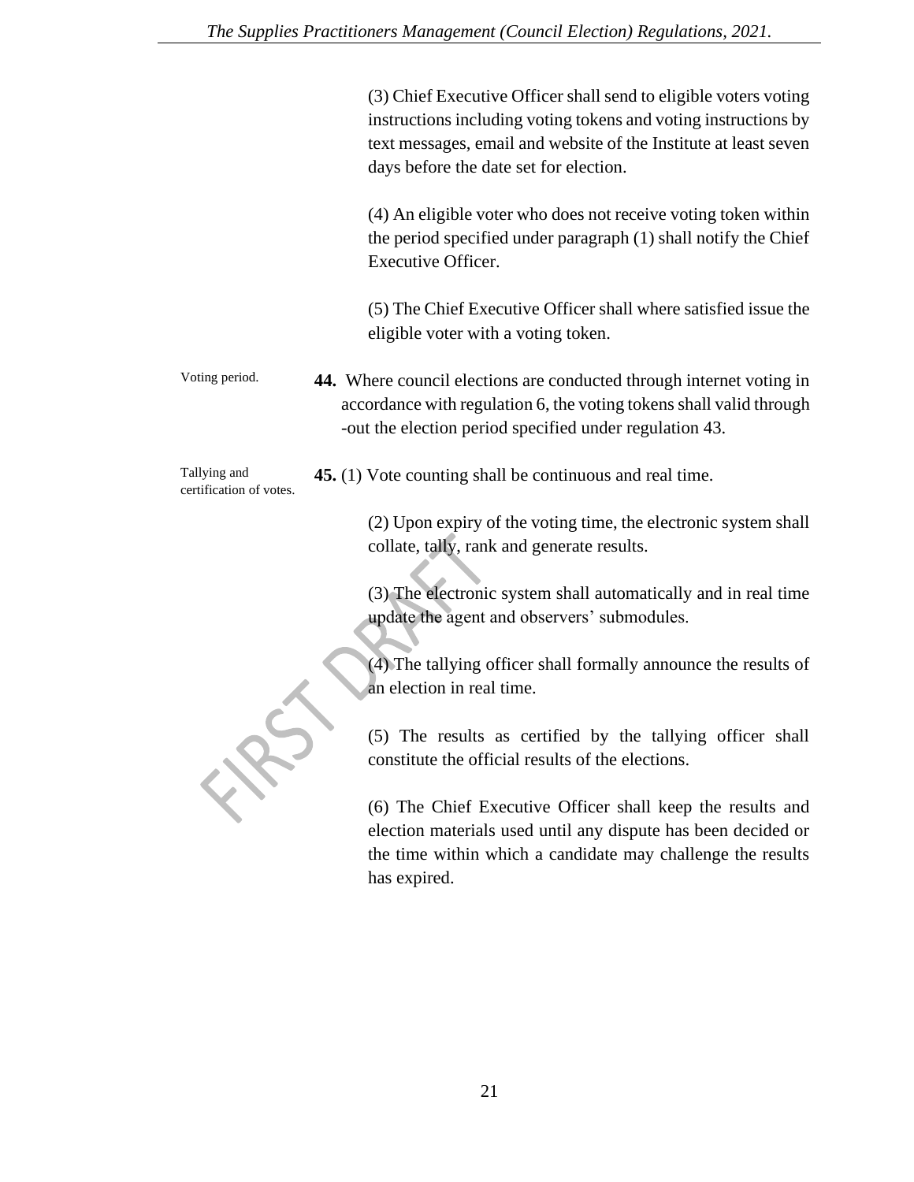(3) Chief Executive Officer shall send to eligible voters voting instructions including voting tokens and voting instructions by text messages, email and website of the Institute at least seven days before the date set for election.

(4) An eligible voter who does not receive voting token within the period specified under paragraph (1) shall notify the Chief Executive Officer.

(5) The Chief Executive Officer shall where satisfied issue the eligible voter with a voting token.

Voting period.

**44.** Where council elections are conducted through internet voting in accordance with regulation 6, the voting tokens shall valid through -out the election period specified under regulation 43.

Tallying and certification of votes.

**45.** (1) Vote counting shall be continuous and real time.

(2) Upon expiry of the voting time, the electronic system shall collate, tally, rank and generate results.

(3) The electronic system shall automatically and in real time update the agent and observers' submodules.

(4) The tallying officer shall formally announce the results of an election in real time.

(5) The results as certified by the tallying officer shall constitute the official results of the elections.

(6) The Chief Executive Officer shall keep the results and election materials used until any dispute has been decided or the time within which a candidate may challenge the results has expired.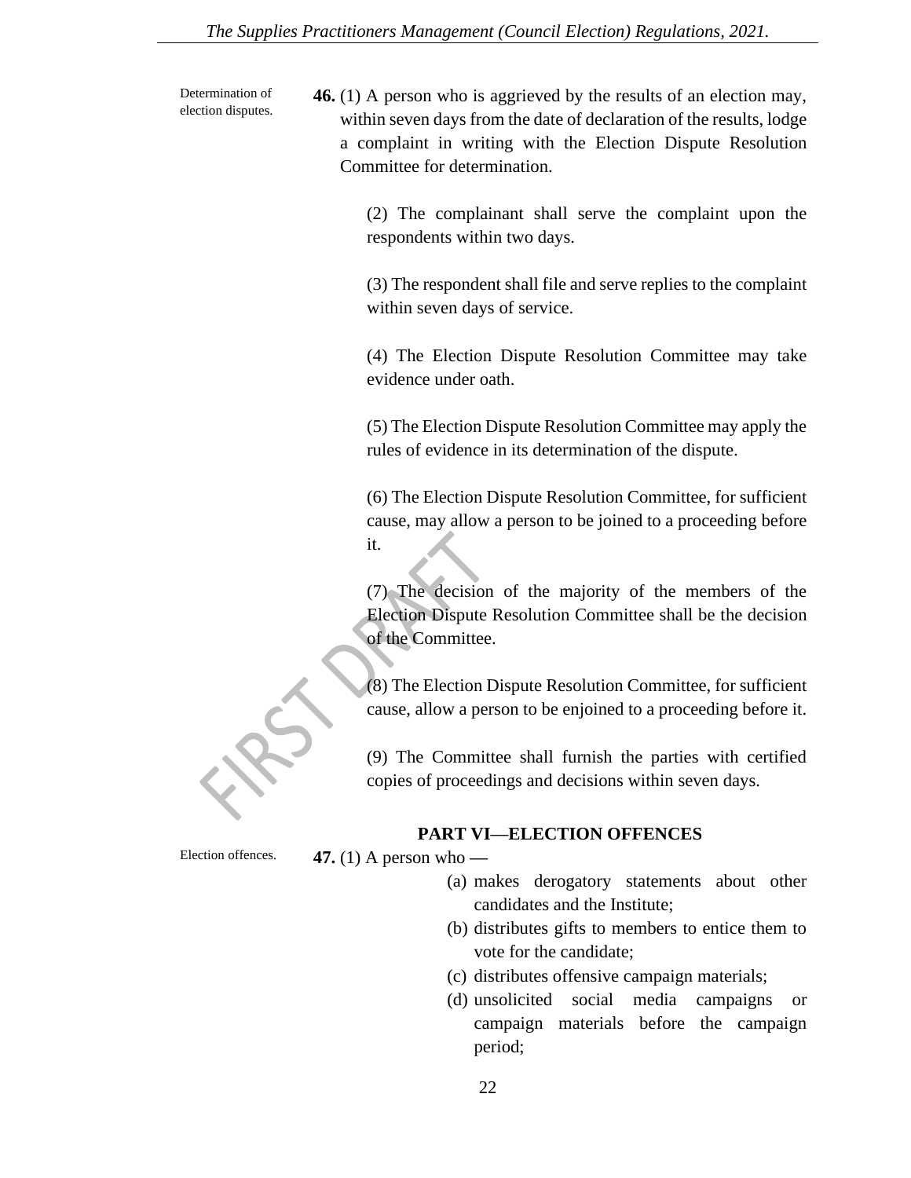Determination of election disputes.

**46.** (1) A person who is aggrieved by the results of an election may, within seven days from the date of declaration of the results, lodge a complaint in writing with the Election Dispute Resolution Committee for determination.

(2) The complainant shall serve the complaint upon the respondents within two days.

(3) The respondent shall file and serve replies to the complaint within seven days of service.

(4) The Election Dispute Resolution Committee may take evidence under oath.

(5) The Election Dispute Resolution Committee may apply the rules of evidence in its determination of the dispute.

(6) The Election Dispute Resolution Committee, for sufficient cause, may allow a person to be joined to a proceeding before it.

(7) The decision of the majority of the members of the Election Dispute Resolution Committee shall be the decision of the Committee.

(8) The Election Dispute Resolution Committee, for sufficient cause, allow a person to be enjoined to a proceeding before it.

(9) The Committee shall furnish the parties with certified copies of proceedings and decisions within seven days.

## PART VI—ELECTION OFFENCES

Election offences.

**47.** (1) A person who —

(a) makes derogatory statements about other candidates and the Institute;

(b) distributes gifts to members to entice them to vote for the candidate;

(c) distributes offensive campaign materials;

(d) unsolicited social media campaigns or campaign materials before the campaign period;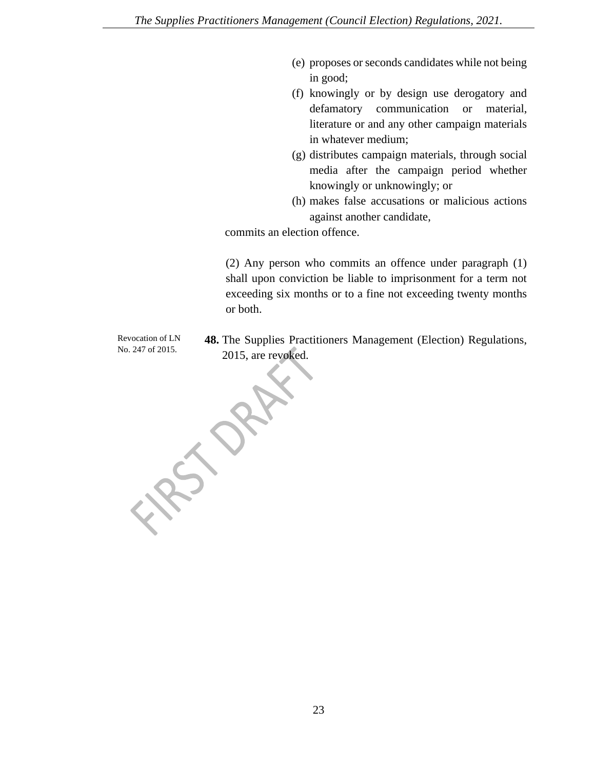(e) proposes or seconds candidates while not being in good;

(f) knowingly or by design use derogatory and defamatory communication or material, literature or and any other campaign materials in whatever medium;

(g) distributes campaign materials, through social media after the campaign period whether knowingly or unknowingly; or

(h) makes false accusations or malicious actions against another candidate,

commits an election offence.

(2) Any person who commits an offence under paragraph (1) shall upon conviction be liable to imprisonment for a term not exceeding six months or to a fine not exceeding twenty months or both.

Revocation of LN No. 247 of 2015.

**48.** The Supplies Practitioners Management (Election) Regulations, 2015, are revoked.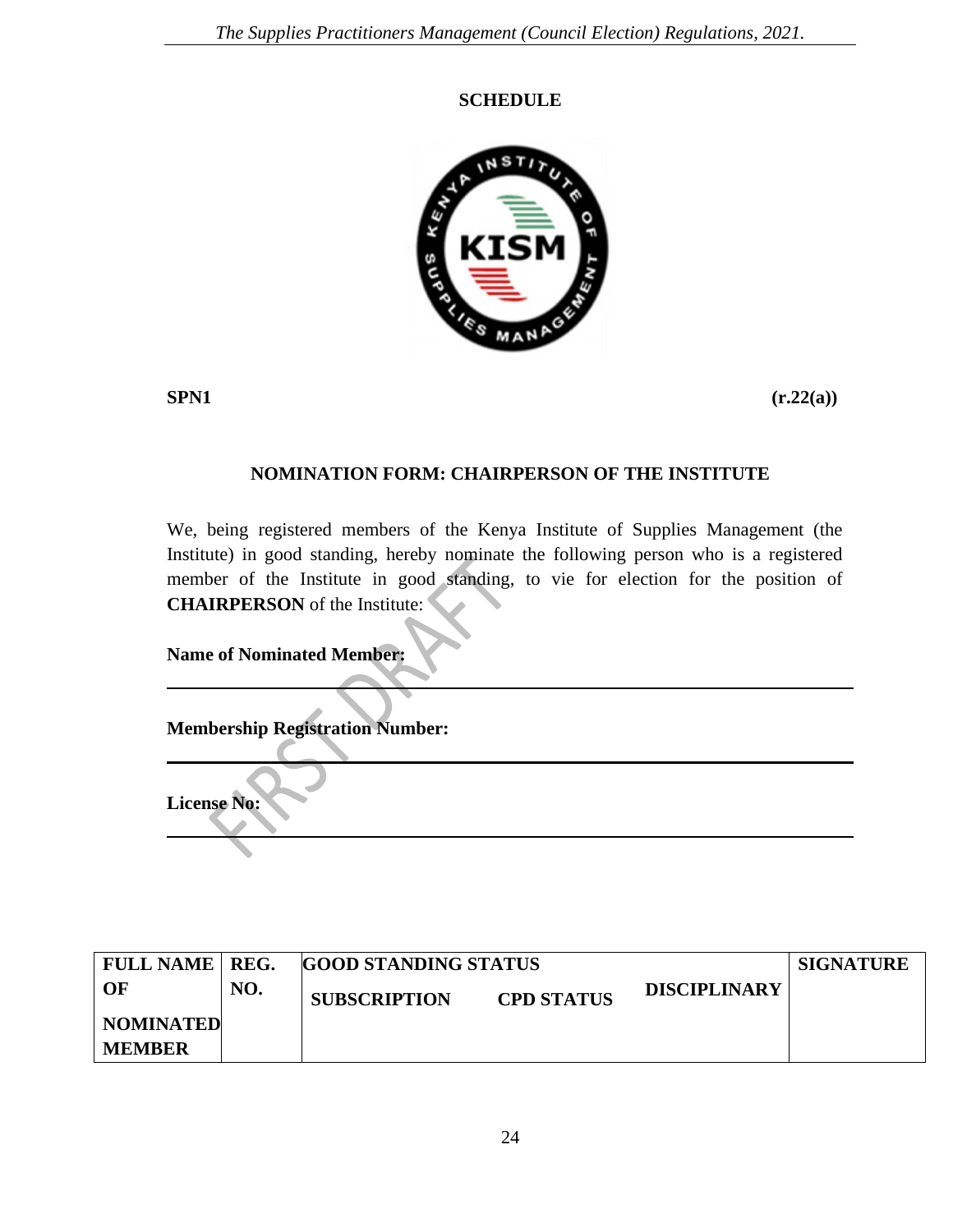## SCHEDULE

**SPN1** **(r.22(a))**

### NOMINATION FORM: CHAIRPERSON OF THE INSTITUTE

We, being registered members of the Kenya Institute of Supplies Management (the Institute) in good standing, hereby nominate the following person who is a registered member of the Institute in good standing, to vie for election for the position of **CHAIRPERSON** of the Institute:

**Name of Nominated Member:**

---

**Membership Registration Number:**

---

**License No:**

---

| FULL NAME OF NOMINATED MEMBER | REG. NO. | GOOD STANDING STATUS | | | SIGNATURE |
|---|---|---|---|---|---|
| | | SUBSCRIPTION | CPD STATUS | DISCIPLINARY | |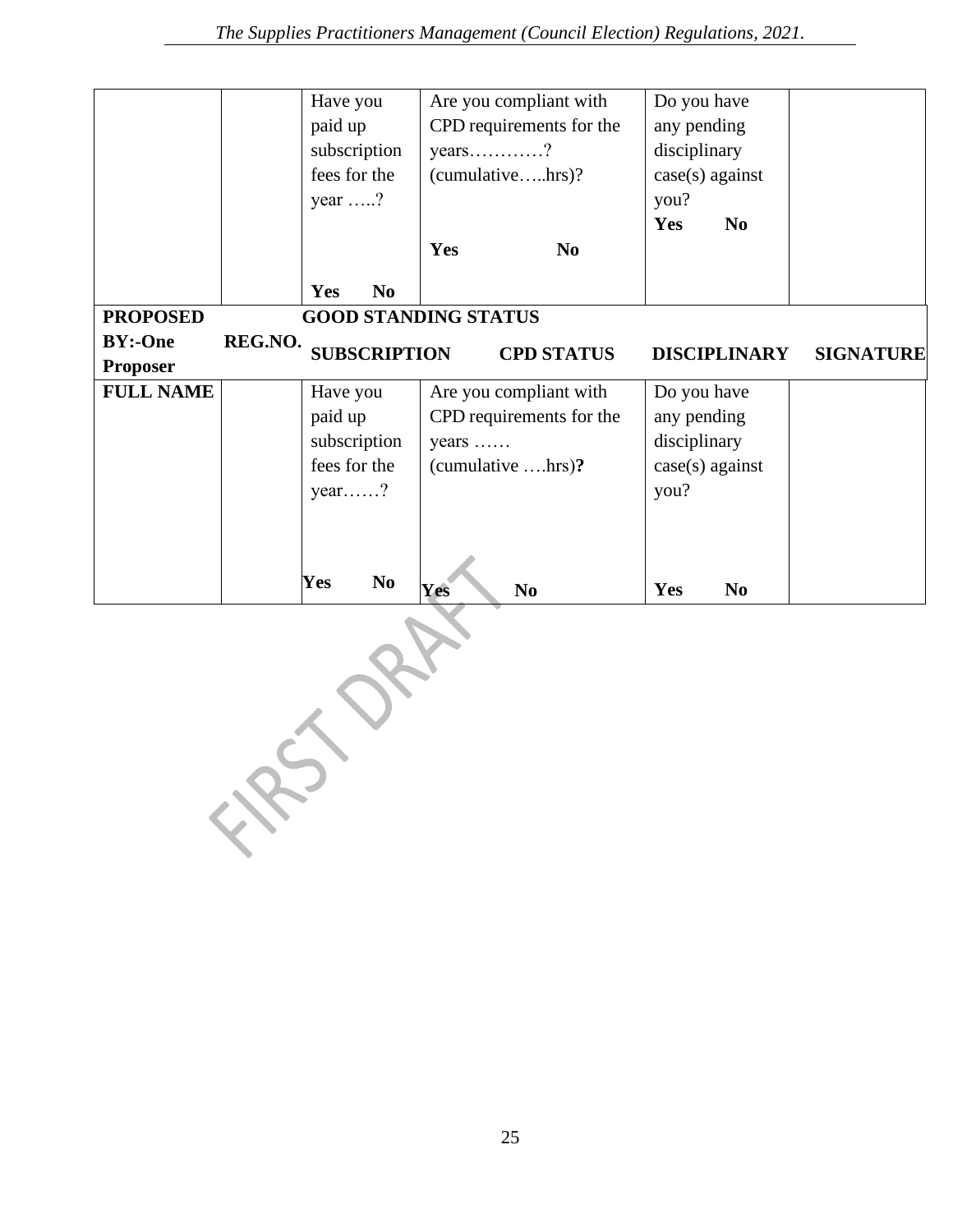| | | Have you paid up subscription fees for the year …..? Yes No | Are you compliant with CPD requirements for the years…………? (cumulative…..hrs)? Yes No | Do you have any pending disciplinary case(s) against you? Yes No | |
|---|---|---|---|---|---|
| **PROPOSED BY:-One Proposer** | **REG.NO.** | **GOOD STANDING STATUS** | | | |
| | | **SUBSCRIPTION** | **CPD STATUS** | **DISCIPLINARY** | **SIGNATURE** |
| **FULL NAME** | | Have you paid up subscription fees for the year……? **Yes No** | Are you compliant with CPD requirements for the years …… (cumulative ….hrs)**?** **Yes No** | Do you have any pending disciplinary case(s) against you? **Yes No** | |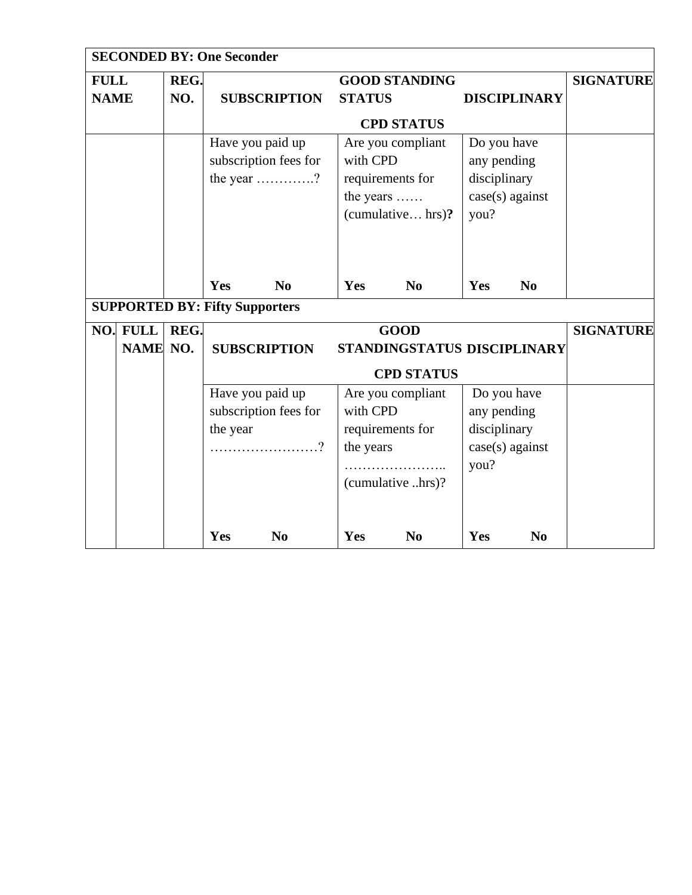| SECONDED BY: One Seconder | | | | | |
|---|---|---|---|---|---|
| FULL NAME | REG. NO. | SUBSCRIPTION | GOOD STANDING STATUS<br><br>CPD STATUS | DISCIPLINARY | SIGNATURE |
| | | Have you paid up subscription fees for the year ………….?<br><br>Yes No | Are you compliant with CPD requirements for the years …… (cumulative… hrs)?<br><br>Yes No | Do you have any pending disciplinary case(s) against you?<br><br>Yes No | |

| SUPPORTED BY: Fifty Supporters | | | | | | |
|---|---|---|---|---|---|---|
| NO. | FULL NAME | REG. NO. | SUBSCRIPTION | GOOD STANDINGSTATUS<br><br>CPD STATUS | DISCIPLINARY | SIGNATURE |
| | | | Have you paid up subscription fees for the year ……………………?<br><br>Yes No | Are you compliant with CPD requirements for the years ………………….. (cumulative ..hrs)?<br><br>Yes No | Do you have any pending disciplinary case(s) against you?<br><br>Yes No | |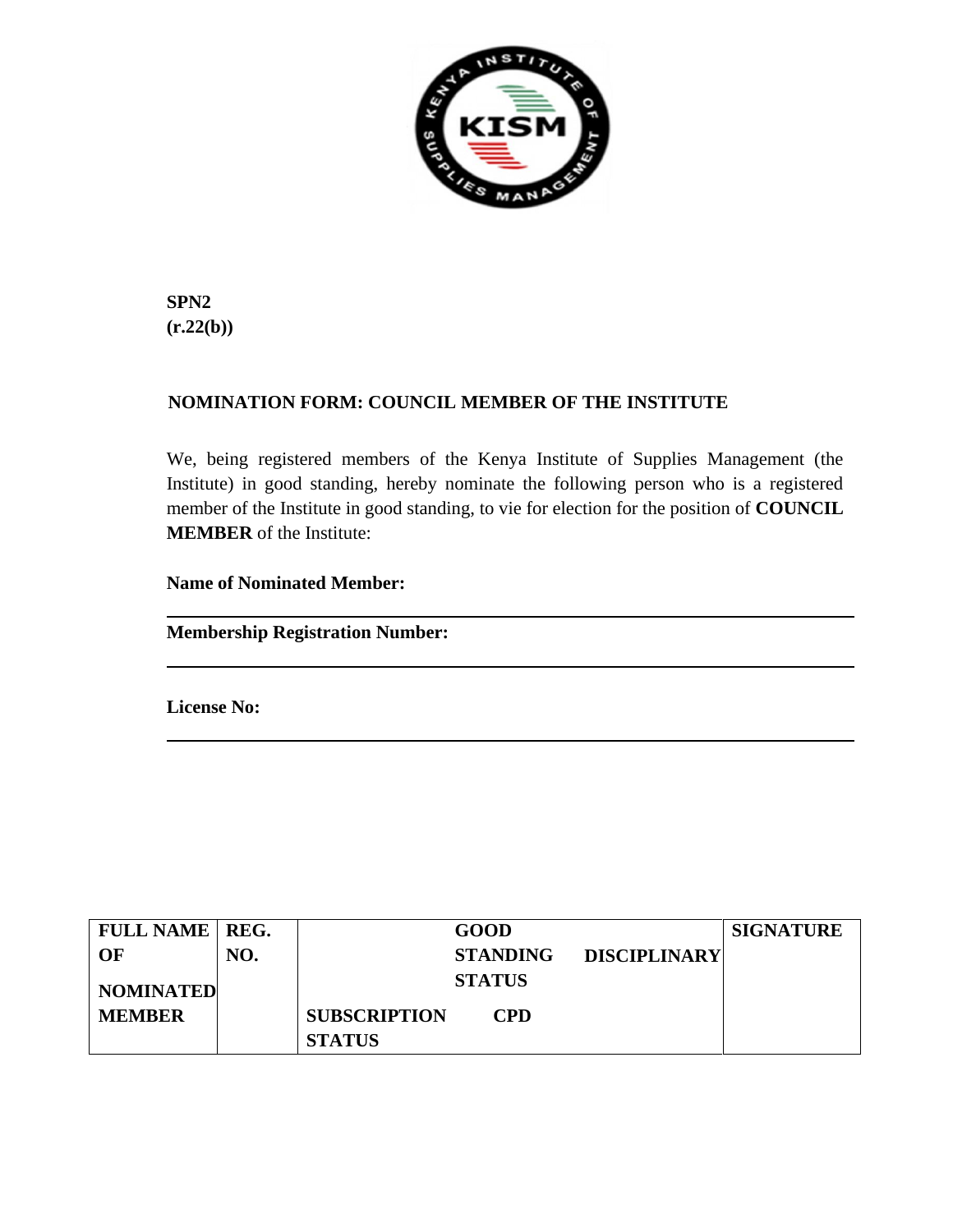**SPN2**
**(r.22(b))**

**NOMINATION FORM: COUNCIL MEMBER OF THE INSTITUTE**

We, being registered members of the Kenya Institute of Supplies Management (the Institute) in good standing, hereby nominate the following person who is a registered member of the Institute in good standing, to vie for election for the position of **COUNCIL MEMBER** of the Institute:

**Name of Nominated Member:**

---

**Membership Registration Number:**

---

**License No:**

---

| FULL NAME OF NOMINATED MEMBER | REG. NO. | GOOD STANDING STATUS | | | SIGNATURE |
|---|---|---|---|---|---|
| | | SUBSCRIPTION STATUS | CPD | DISCIPLINARY | |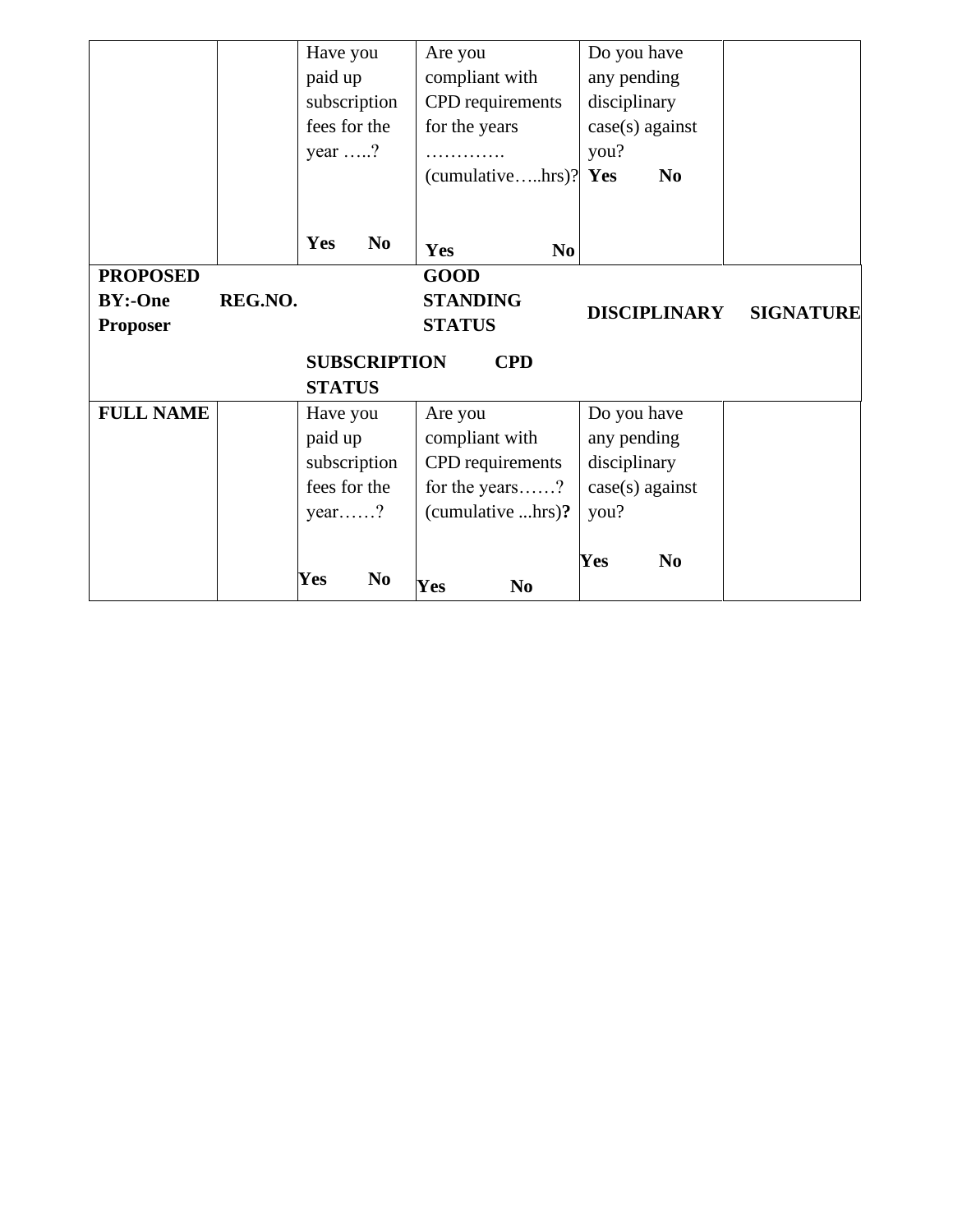| | | Have you paid up subscription fees for the year …..? Yes No | Are you compliant with CPD requirements for the years …………. (cumulative…..hrs)? Yes No | Do you have any pending disciplinary case(s) against you? **Yes** **No** | |
|---|---|---|---|---|---|
| **PROPOSED BY:-One Proposer** | **REG.NO.** | **SUBSCRIPTION STATUS** | **GOOD STANDING STATUS** **CPD** | **DISCIPLINARY** | **SIGNATURE** |
| **FULL NAME** | | Have you paid up subscription fees for the year……? **Yes** **No** | Are you compliant with CPD requirements for the years……? (cumulative ...hrs)**?** **Yes** **No** | Do you have any pending disciplinary case(s) against you? **Yes** **No** | |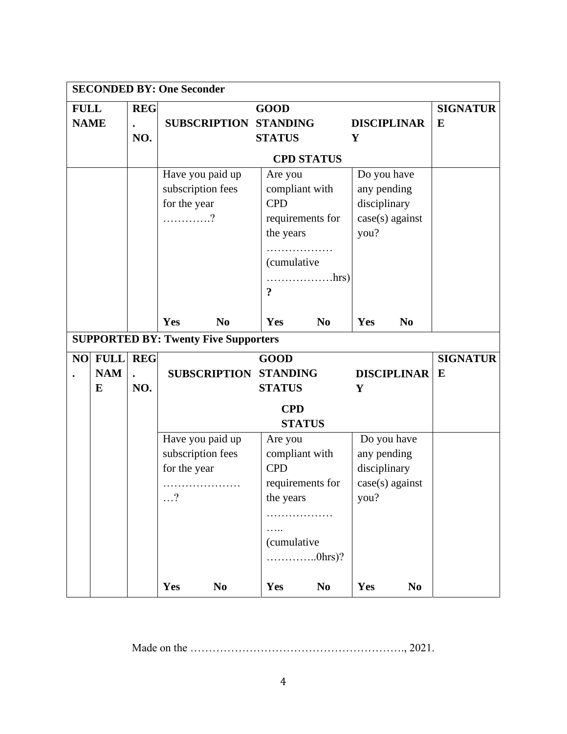| SECONDED BY: One Seconder | | | | | |
|---|---|---|---|---|---|
| **FULL NAME** | **REG. NO.** | **SUBSCRIPTION** | **GOOD STANDING STATUS**<br><br>**CPD STATUS** | **DISCIPLINARY** | **SIGNATURE** |
| | | Have you paid up subscription fees for the year ………….?<br><br>**Yes No** | Are you compliant with CPD requirements for the years ……………… (cumulative ………………hrs) **?**<br><br>**Yes No** | Do you have any pending disciplinary case(s) against you?<br><br>**Yes No** | |

| SUPPORTED BY: Twenty Five Supporters | | | | | | |
|---|---|---|---|---|---|---|
| **NO.** | **FULL NAME** | **REG. NO.** | **SUBSCRIPTION** | **GOOD STANDING STATUS**<br><br>**CPD STATUS** | **DISCIPLINARY** | **SIGNATURE** |
| | | | Have you paid up subscription fees for the year ……………………?<br><br>**Yes No** | Are you compliant with CPD requirements for the years …………………….. (cumulative …………..0hrs)?<br><br>**Yes No** | Do you have any pending disciplinary case(s) against you?<br><br>**Yes No** | |

Made on the …………………………………………………., 2021.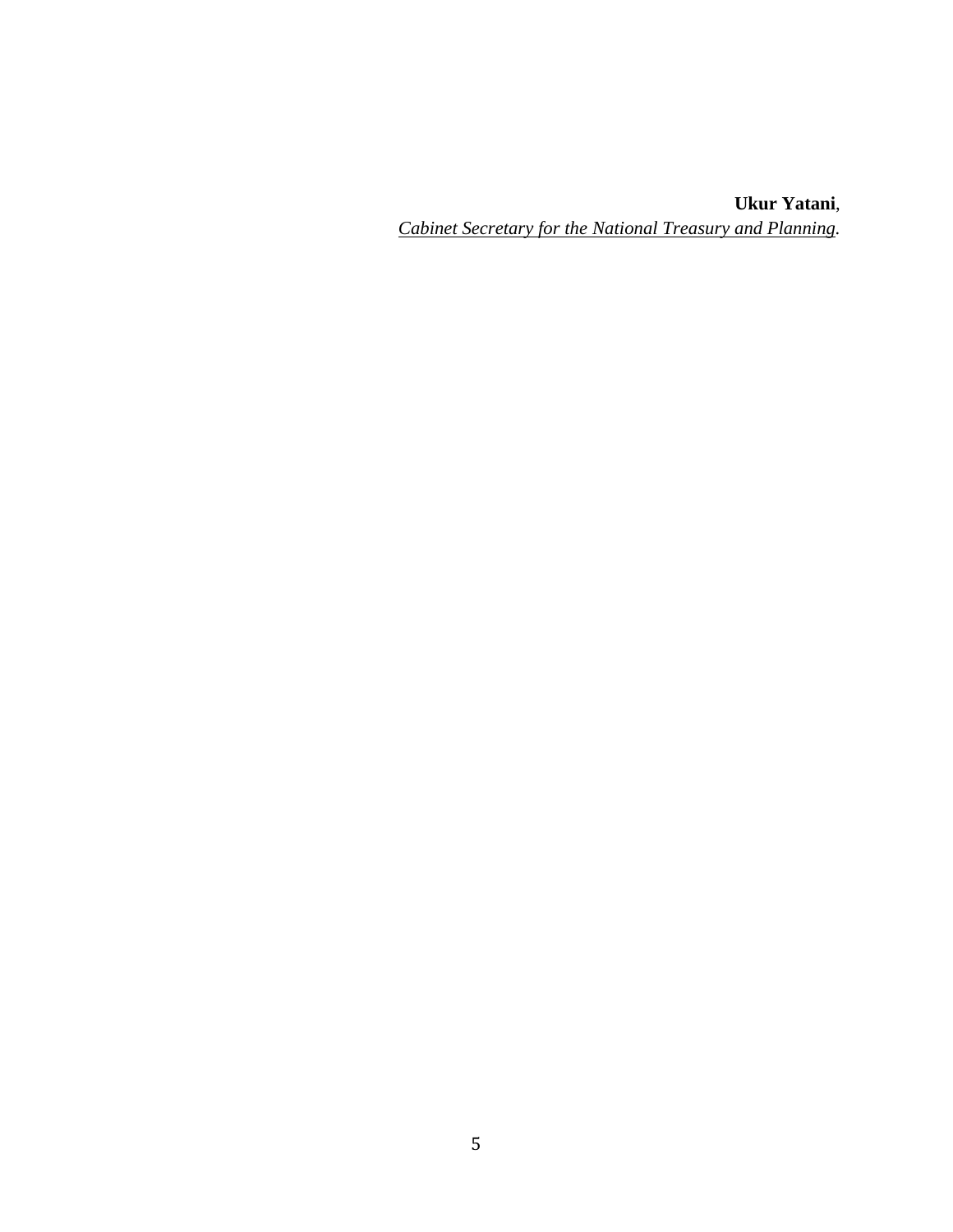**Ukur Yatani**,
*Cabinet Secretary for the National Treasury and Planning*.